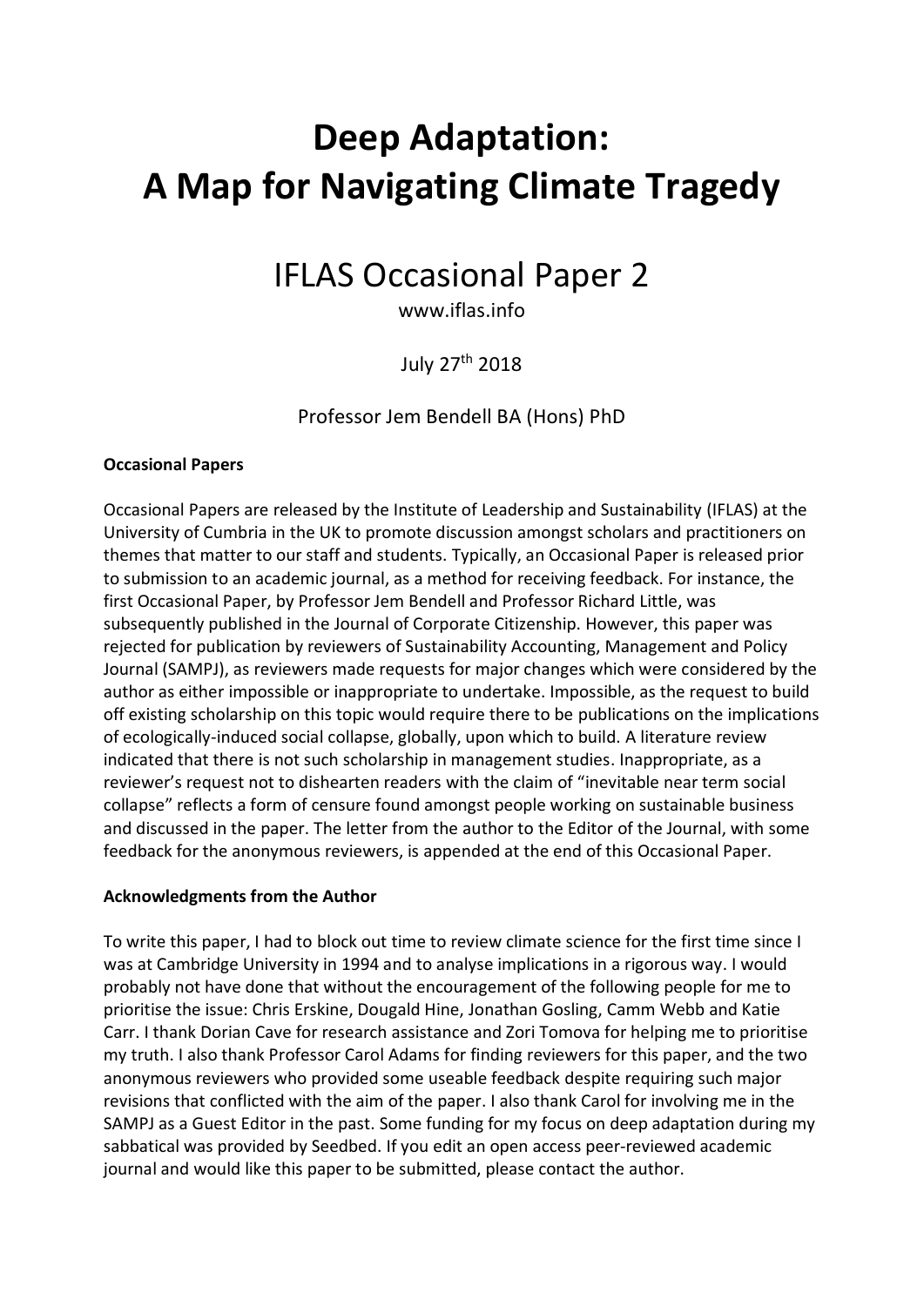# Deep Adaptation: A Map for Navigating Climate Tragedy

## IFLAS Occasional Paper 2

www.iflas.info

July 27th 2018

Professor Jem Bendell BA (Hons) PhD

**Occasional Papers**

Occasional Papers are released by the Institute of Leadership and Sustainability (IFLAS) at the University of Cumbria in the UK to promote discussion amongst scholars and practitioners on themes that matter to our staff and students. Typically, an Occasional Paper is released prior to submission to an academic journal, as a method for receiving feedback. For instance, the first Occasional Paper, by Professor Jem Bendell and Professor Richard Little, was subsequently published in the Journal of Corporate Citizenship. However, this paper was rejected for publication by reviewers of Sustainability Accounting, Management and Policy Journal (SAMPJ), as reviewers made requests for major changes which were considered by the author as either impossible or inappropriate to undertake. Impossible, as the request to build off existing scholarship on this topic would require there to be publications on the implications of ecologically-induced social collapse, globally, upon which to build. A literature review indicated that there is not such scholarship in management studies. Inappropriate, as a reviewer's request not to dishearten readers with the claim of "inevitable near term social collapse" reflects a form of censure found amongst people working on sustainable business and discussed in the paper. The letter from the author to the Editor of the Journal, with some feedback for the anonymous reviewers, is appended at the end of this Occasional Paper.

**Acknowledgments from the Author**

To write this paper, I had to block out time to review climate science for the first time since I was at Cambridge University in 1994 and to analyse implications in a rigorous way. I would probably not have done that without the encouragement of the following people for me to prioritise the issue: Chris Erskine, Dougald Hine, Jonathan Gosling, Camm Webb and Katie Carr. I thank Dorian Cave for research assistance and Zori Tomova for helping me to prioritise my truth. I also thank Professor Carol Adams for finding reviewers for this paper, and the two anonymous reviewers who provided some useable feedback despite requiring such major revisions that conflicted with the aim of the paper. I also thank Carol for involving me in the SAMPJ as a Guest Editor in the past. Some funding for my focus on deep adaptation during my sabbatical was provided by Seedbed. If you edit an open access peer-reviewed academic journal and would like this paper to be submitted, please contact the author.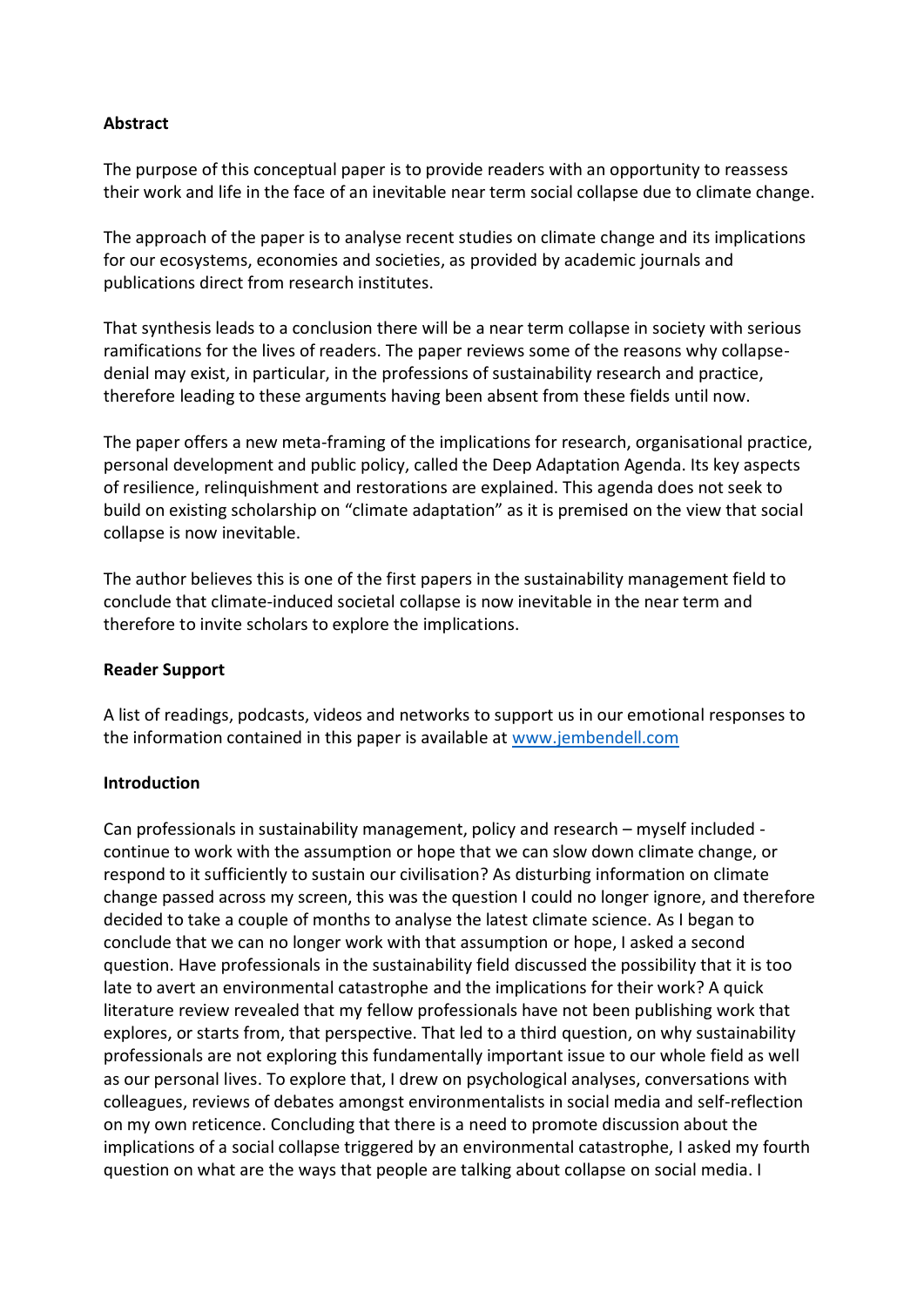**Abstract**

The purpose of this conceptual paper is to provide readers with an opportunity to reassess their work and life in the face of an inevitable near term social collapse due to climate change.

The approach of the paper is to analyse recent studies on climate change and its implications for our ecosystems, economies and societies, as provided by academic journals and publications direct from research institutes.

That synthesis leads to a conclusion there will be a near term collapse in society with serious ramifications for the lives of readers. The paper reviews some of the reasons why collapse-denial may exist, in particular, in the professions of sustainability research and practice, therefore leading to these arguments having been absent from these fields until now.

The paper offers a new meta-framing of the implications for research, organisational practice, personal development and public policy, called the Deep Adaptation Agenda. Its key aspects of resilience, relinquishment and restorations are explained. This agenda does not seek to build on existing scholarship on "climate adaptation" as it is premised on the view that social collapse is now inevitable.

The author believes this is one of the first papers in the sustainability management field to conclude that climate-induced societal collapse is now inevitable in the near term and therefore to invite scholars to explore the implications.

**Reader Support**

A list of readings, podcasts, videos and networks to support us in our emotional responses to the information contained in this paper is available at www.jembendell.com

**Introduction**

Can professionals in sustainability management, policy and research – myself included - continue to work with the assumption or hope that we can slow down climate change, or respond to it sufficiently to sustain our civilisation? As disturbing information on climate change passed across my screen, this was the question I could no longer ignore, and therefore decided to take a couple of months to analyse the latest climate science. As I began to conclude that we can no longer work with that assumption or hope, I asked a second question. Have professionals in the sustainability field discussed the possibility that it is too late to avert an environmental catastrophe and the implications for their work? A quick literature review revealed that my fellow professionals have not been publishing work that explores, or starts from, that perspective. That led to a third question, on why sustainability professionals are not exploring this fundamentally important issue to our whole field as well as our personal lives. To explore that, I drew on psychological analyses, conversations with colleagues, reviews of debates amongst environmentalists in social media and self-reflection on my own reticence. Concluding that there is a need to promote discussion about the implications of a social collapse triggered by an environmental catastrophe, I asked my fourth question on what are the ways that people are talking about collapse on social media. I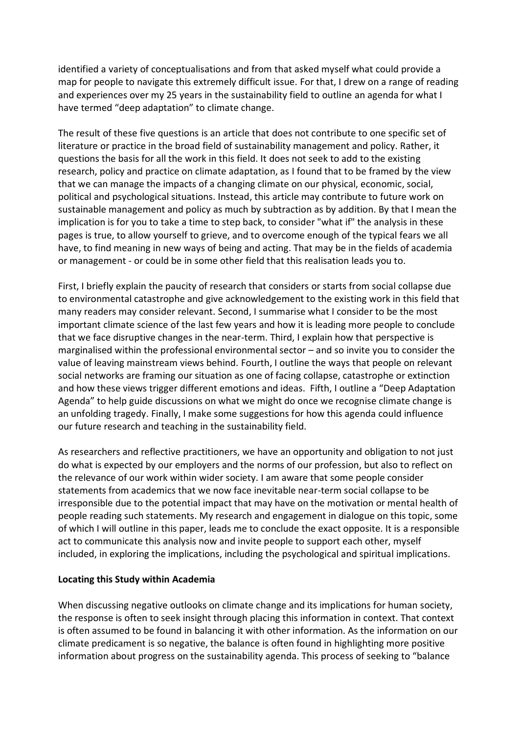identified a variety of conceptualisations and from that asked myself what could provide a map for people to navigate this extremely difficult issue. For that, I drew on a range of reading and experiences over my 25 years in the sustainability field to outline an agenda for what I have termed "deep adaptation" to climate change.

The result of these five questions is an article that does not contribute to one specific set of literature or practice in the broad field of sustainability management and policy. Rather, it questions the basis for all the work in this field. It does not seek to add to the existing research, policy and practice on climate adaptation, as I found that to be framed by the view that we can manage the impacts of a changing climate on our physical, economic, social, political and psychological situations. Instead, this article may contribute to future work on sustainable management and policy as much by subtraction as by addition. By that I mean the implication is for you to take a time to step back, to consider "what if" the analysis in these pages is true, to allow yourself to grieve, and to overcome enough of the typical fears we all have, to find meaning in new ways of being and acting. That may be in the fields of academia or management - or could be in some other field that this realisation leads you to.

First, I briefly explain the paucity of research that considers or starts from social collapse due to environmental catastrophe and give acknowledgement to the existing work in this field that many readers may consider relevant. Second, I summarise what I consider to be the most important climate science of the last few years and how it is leading more people to conclude that we face disruptive changes in the near-term. Third, I explain how that perspective is marginalised within the professional environmental sector – and so invite you to consider the value of leaving mainstream views behind. Fourth, I outline the ways that people on relevant social networks are framing our situation as one of facing collapse, catastrophe or extinction and how these views trigger different emotions and ideas. Fifth, I outline a "Deep Adaptation Agenda" to help guide discussions on what we might do once we recognise climate change is an unfolding tragedy. Finally, I make some suggestions for how this agenda could influence our future research and teaching in the sustainability field.

As researchers and reflective practitioners, we have an opportunity and obligation to not just do what is expected by our employers and the norms of our profession, but also to reflect on the relevance of our work within wider society. I am aware that some people consider statements from academics that we now face inevitable near-term social collapse to be irresponsible due to the potential impact that may have on the motivation or mental health of people reading such statements. My research and engagement in dialogue on this topic, some of which I will outline in this paper, leads me to conclude the exact opposite. It is a responsible act to communicate this analysis now and invite people to support each other, myself included, in exploring the implications, including the psychological and spiritual implications.

**Locating this Study within Academia**

When discussing negative outlooks on climate change and its implications for human society, the response is often to seek insight through placing this information in context. That context is often assumed to be found in balancing it with other information. As the information on our climate predicament is so negative, the balance is often found in highlighting more positive information about progress on the sustainability agenda. This process of seeking to "balance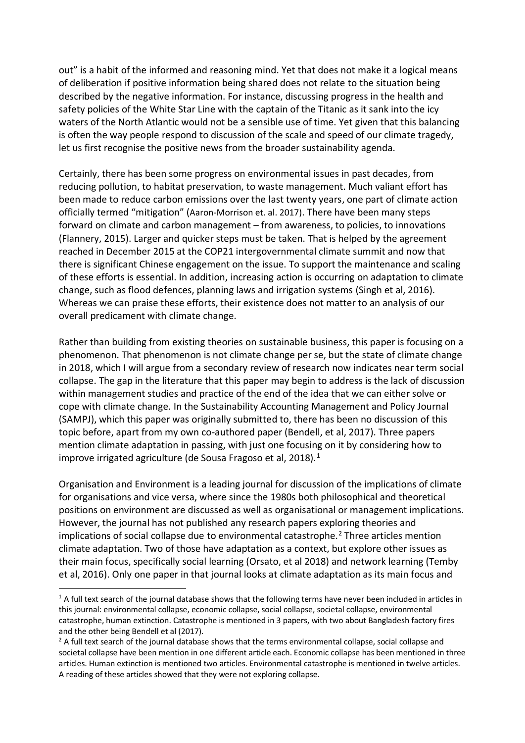out" is a habit of the informed and reasoning mind. Yet that does not make it a logical means of deliberation if positive information being shared does not relate to the situation being described by the negative information. For instance, discussing progress in the health and safety policies of the White Star Line with the captain of the Titanic as it sank into the icy waters of the North Atlantic would not be a sensible use of time. Yet given that this balancing is often the way people respond to discussion of the scale and speed of our climate tragedy, let us first recognise the positive news from the broader sustainability agenda.

Certainly, there has been some progress on environmental issues in past decades, from reducing pollution, to habitat preservation, to waste management. Much valiant effort has been made to reduce carbon emissions over the last twenty years, one part of climate action officially termed "mitigation" (Aaron-Morrison et. al. 2017). There have been many steps forward on climate and carbon management – from awareness, to policies, to innovations (Flannery, 2015). Larger and quicker steps must be taken. That is helped by the agreement reached in December 2015 at the COP21 intergovernmental climate summit and now that there is significant Chinese engagement on the issue. To support the maintenance and scaling of these efforts is essential. In addition, increasing action is occurring on adaptation to climate change, such as flood defences, planning laws and irrigation systems (Singh et al, 2016). Whereas we can praise these efforts, their existence does not matter to an analysis of our overall predicament with climate change.

Rather than building from existing theories on sustainable business, this paper is focusing on a phenomenon. That phenomenon is not climate change per se, but the state of climate change in 2018, which I will argue from a secondary review of research now indicates near term social collapse. The gap in the literature that this paper may begin to address is the lack of discussion within management studies and practice of the end of the idea that we can either solve or cope with climate change. In the Sustainability Accounting Management and Policy Journal (SAMPJ), which this paper was originally submitted to, there has been no discussion of this topic before, apart from my own co-authored paper (Bendell, et al, 2017). Three papers mention climate adaptation in passing, with just one focusing on it by considering how to improve irrigated agriculture (de Sousa Fragoso et al, 2018).[1]

Organisation and Environment is a leading journal for discussion of the implications of climate for organisations and vice versa, where since the 1980s both philosophical and theoretical positions on environment are discussed as well as organisational or management implications. However, the journal has not published any research papers exploring theories and implications of social collapse due to environmental catastrophe.[2] Three articles mention climate adaptation. Two of those have adaptation as a context, but explore other issues as their main focus, specifically social learning (Orsato, et al 2018) and network learning (Temby et al, 2016). Only one paper in that journal looks at climate adaptation as its main focus and

[1] A full text search of the journal database shows that the following terms have never been included in articles in this journal: environmental collapse, economic collapse, social collapse, societal collapse, environmental catastrophe, human extinction. Catastrophe is mentioned in 3 papers, with two about Bangladesh factory fires and the other being Bendell et al (2017).

[2] A full text search of the journal database shows that the terms environmental collapse, social collapse and societal collapse have been mention in one different article each. Economic collapse has been mentioned in three articles. Human extinction is mentioned two articles. Environmental catastrophe is mentioned in twelve articles. A reading of these articles showed that they were not exploring collapse.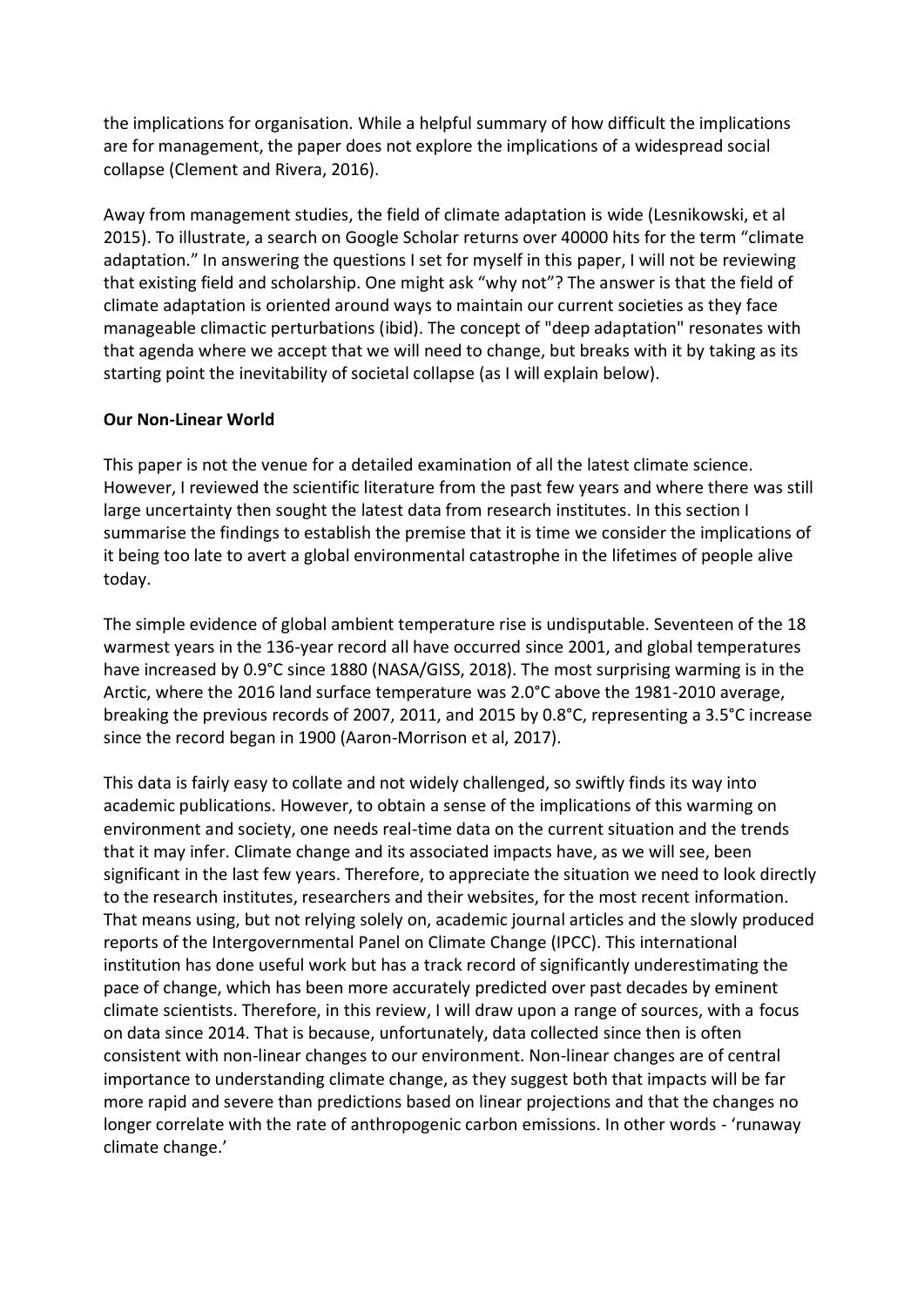the implications for organisation. While a helpful summary of how difficult the implications are for management, the paper does not explore the implications of a widespread social collapse (Clement and Rivera, 2016).

Away from management studies, the field of climate adaptation is wide (Lesnikowski, et al 2015). To illustrate, a search on Google Scholar returns over 40000 hits for the term "climate adaptation." In answering the questions I set for myself in this paper, I will not be reviewing that existing field and scholarship. One might ask "why not"? The answer is that the field of climate adaptation is oriented around ways to maintain our current societies as they face manageable climactic perturbations (ibid). The concept of "deep adaptation" resonates with that agenda where we accept that we will need to change, but breaks with it by taking as its starting point the inevitability of societal collapse (as I will explain below).

**Our Non-Linear World**

This paper is not the venue for a detailed examination of all the latest climate science. However, I reviewed the scientific literature from the past few years and where there was still large uncertainty then sought the latest data from research institutes. In this section I summarise the findings to establish the premise that it is time we consider the implications of it being too late to avert a global environmental catastrophe in the lifetimes of people alive today.

The simple evidence of global ambient temperature rise is undisputable. Seventeen of the 18 warmest years in the 136-year record all have occurred since 2001, and global temperatures have increased by 0.9°C since 1880 (NASA/GISS, 2018). The most surprising warming is in the Arctic, where the 2016 land surface temperature was 2.0°C above the 1981-2010 average, breaking the previous records of 2007, 2011, and 2015 by 0.8°C, representing a 3.5°C increase since the record began in 1900 (Aaron-Morrison et al, 2017).

This data is fairly easy to collate and not widely challenged, so swiftly finds its way into academic publications. However, to obtain a sense of the implications of this warming on environment and society, one needs real-time data on the current situation and the trends that it may infer. Climate change and its associated impacts have, as we will see, been significant in the last few years. Therefore, to appreciate the situation we need to look directly to the research institutes, researchers and their websites, for the most recent information. That means using, but not relying solely on, academic journal articles and the slowly produced reports of the Intergovernmental Panel on Climate Change (IPCC). This international institution has done useful work but has a track record of significantly underestimating the pace of change, which has been more accurately predicted over past decades by eminent climate scientists. Therefore, in this review, I will draw upon a range of sources, with a focus on data since 2014. That is because, unfortunately, data collected since then is often consistent with non-linear changes to our environment. Non-linear changes are of central importance to understanding climate change, as they suggest both that impacts will be far more rapid and severe than predictions based on linear projections and that the changes no longer correlate with the rate of anthropogenic carbon emissions. In other words - 'runaway climate change.'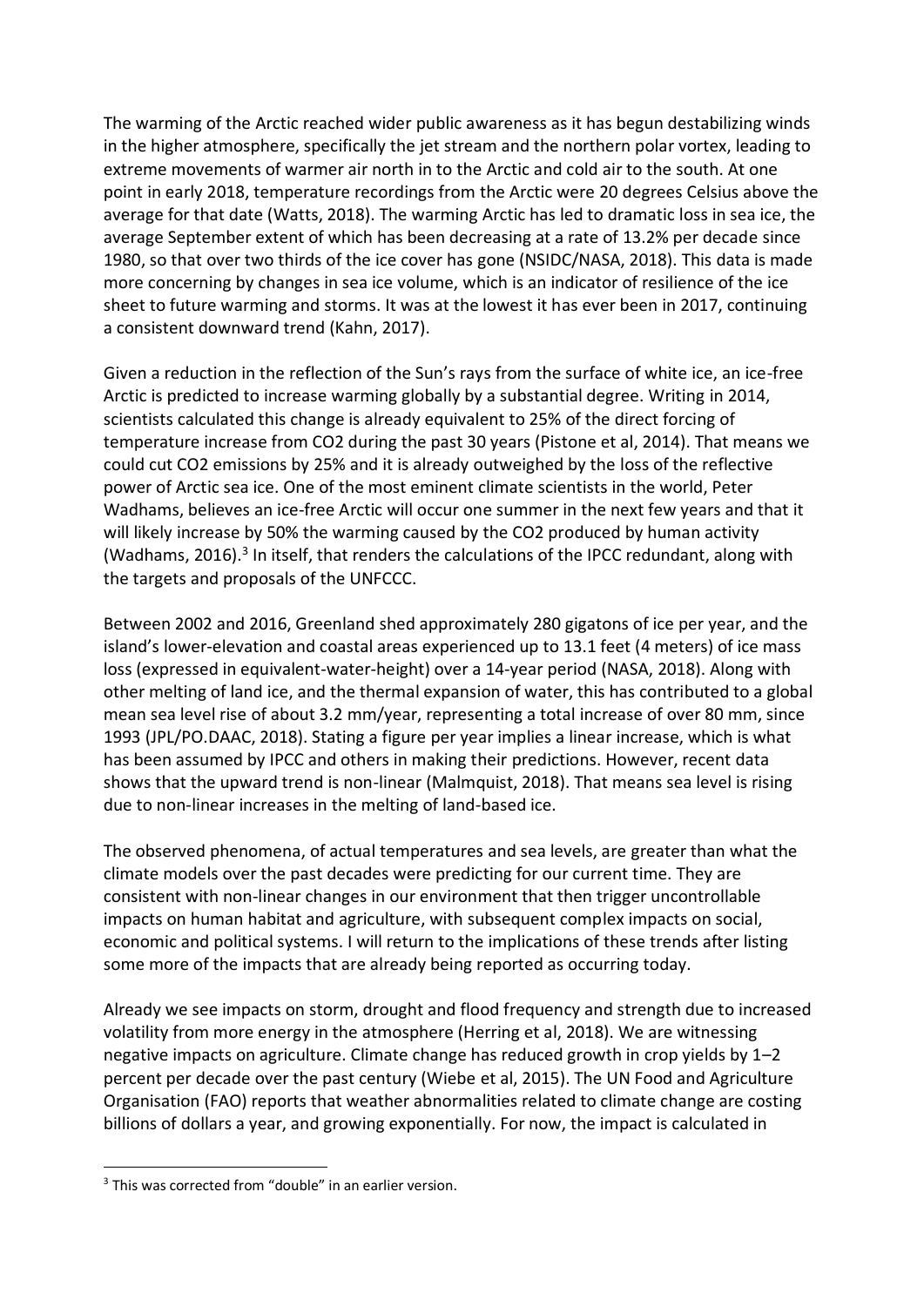The warming of the Arctic reached wider public awareness as it has begun destabilizing winds in the higher atmosphere, specifically the jet stream and the northern polar vortex, leading to extreme movements of warmer air north in to the Arctic and cold air to the south. At one point in early 2018, temperature recordings from the Arctic were 20 degrees Celsius above the average for that date (Watts, 2018). The warming Arctic has led to dramatic loss in sea ice, the average September extent of which has been decreasing at a rate of 13.2% per decade since 1980, so that over two thirds of the ice cover has gone (NSIDC/NASA, 2018). This data is made more concerning by changes in sea ice volume, which is an indicator of resilience of the ice sheet to future warming and storms. It was at the lowest it has ever been in 2017, continuing a consistent downward trend (Kahn, 2017).

Given a reduction in the reflection of the Sun's rays from the surface of white ice, an ice-free Arctic is predicted to increase warming globally by a substantial degree. Writing in 2014, scientists calculated this change is already equivalent to 25% of the direct forcing of temperature increase from $CO_2$ during the past 30 years (Pistone et al, 2014). That means we could cut $CO_2$ emissions by 25% and it is already outweighed by the loss of the reflective power of Arctic sea ice. One of the most eminent climate scientists in the world, Peter Wadhams, believes an ice-free Arctic will occur one summer in the next few years and that it will likely increase by 50% the warming caused by the $CO_2$ produced by human activity (Wadhams, 2016).[3] In itself, that renders the calculations of the IPCC redundant, along with the targets and proposals of the UNFCCC.

Between 2002 and 2016, Greenland shed approximately 280 gigatons of ice per year, and the island's lower-elevation and coastal areas experienced up to 13.1 feet (4 meters) of ice mass loss (expressed in equivalent-water-height) over a 14-year period (NASA, 2018). Along with other melting of land ice, and the thermal expansion of water, this has contributed to a global mean sea level rise of about 3.2 mm/year, representing a total increase of over 80 mm, since 1993 (JPL/PO.DAAC, 2018). Stating a figure per year implies a linear increase, which is what has been assumed by IPCC and others in making their predictions. However, recent data shows that the upward trend is non-linear (Malmquist, 2018). That means sea level is rising due to non-linear increases in the melting of land-based ice.

The observed phenomena, of actual temperatures and sea levels, are greater than what the climate models over the past decades were predicting for our current time. They are consistent with non-linear changes in our environment that then trigger uncontrollable impacts on human habitat and agriculture, with subsequent complex impacts on social, economic and political systems. I will return to the implications of these trends after listing some more of the impacts that are already being reported as occurring today.

Already we see impacts on storm, drought and flood frequency and strength due to increased volatility from more energy in the atmosphere (Herring et al, 2018). We are witnessing negative impacts on agriculture. Climate change has reduced growth in crop yields by 1–2 percent per decade over the past century (Wiebe et al, 2015). The UN Food and Agriculture Organisation (FAO) reports that weather abnormalities related to climate change are costing billions of dollars a year, and growing exponentially. For now, the impact is calculated in

[3] This was corrected from "double" in an earlier version.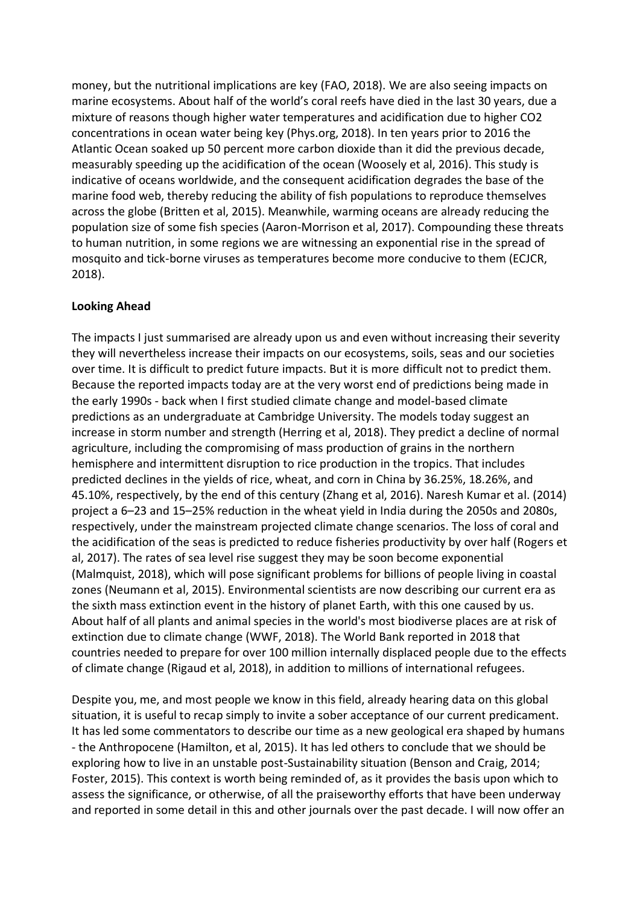money, but the nutritional implications are key (FAO, 2018). We are also seeing impacts on marine ecosystems. About half of the world's coral reefs have died in the last 30 years, due a mixture of reasons though higher water temperatures and acidification due to higher CO2 concentrations in ocean water being key (Phys.org, 2018). In ten years prior to 2016 the Atlantic Ocean soaked up 50 percent more carbon dioxide than it did the previous decade, measurably speeding up the acidification of the ocean (Woosely et al, 2016). This study is indicative of oceans worldwide, and the consequent acidification degrades the base of the marine food web, thereby reducing the ability of fish populations to reproduce themselves across the globe (Britten et al, 2015). Meanwhile, warming oceans are already reducing the population size of some fish species (Aaron-Morrison et al, 2017). Compounding these threats to human nutrition, in some regions we are witnessing an exponential rise in the spread of mosquito and tick-borne viruses as temperatures become more conducive to them (ECJCR, 2018).

**Looking Ahead**

The impacts I just summarised are already upon us and even without increasing their severity they will nevertheless increase their impacts on our ecosystems, soils, seas and our societies over time. It is difficult to predict future impacts. But it is more difficult not to predict them. Because the reported impacts today are at the very worst end of predictions being made in the early 1990s - back when I first studied climate change and model-based climate predictions as an undergraduate at Cambridge University. The models today suggest an increase in storm number and strength (Herring et al, 2018). They predict a decline of normal agriculture, including the compromising of mass production of grains in the northern hemisphere and intermittent disruption to rice production in the tropics. That includes predicted declines in the yields of rice, wheat, and corn in China by 36.25%, 18.26%, and 45.10%, respectively, by the end of this century (Zhang et al, 2016). Naresh Kumar et al. (2014) project a 6–23 and 15–25% reduction in the wheat yield in India during the 2050s and 2080s, respectively, under the mainstream projected climate change scenarios. The loss of coral and the acidification of the seas is predicted to reduce fisheries productivity by over half (Rogers et al, 2017). The rates of sea level rise suggest they may be soon become exponential (Malmquist, 2018), which will pose significant problems for billions of people living in coastal zones (Neumann et al, 2015). Environmental scientists are now describing our current era as the sixth mass extinction event in the history of planet Earth, with this one caused by us. About half of all plants and animal species in the world's most biodiverse places are at risk of extinction due to climate change (WWF, 2018). The World Bank reported in 2018 that countries needed to prepare for over 100 million internally displaced people due to the effects of climate change (Rigaud et al, 2018), in addition to millions of international refugees.

Despite you, me, and most people we know in this field, already hearing data on this global situation, it is useful to recap simply to invite a sober acceptance of our current predicament. It has led some commentators to describe our time as a new geological era shaped by humans - the Anthropocene (Hamilton, et al, 2015). It has led others to conclude that we should be exploring how to live in an unstable post-Sustainability situation (Benson and Craig, 2014; Foster, 2015). This context is worth being reminded of, as it provides the basis upon which to assess the significance, or otherwise, of all the praiseworthy efforts that have been underway and reported in some detail in this and other journals over the past decade. I will now offer an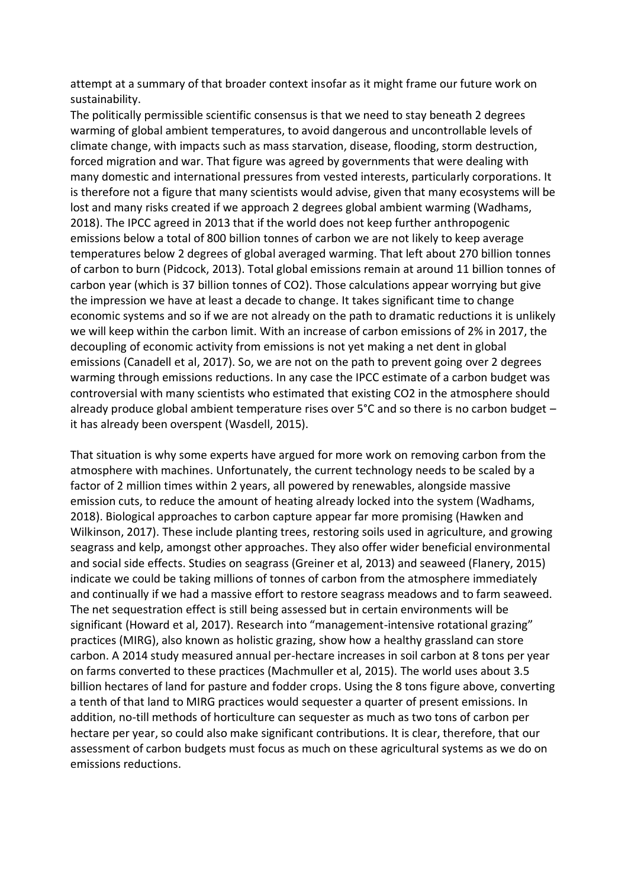attempt at a summary of that broader context insofar as it might frame our future work on sustainability.

The politically permissible scientific consensus is that we need to stay beneath 2 degrees warming of global ambient temperatures, to avoid dangerous and uncontrollable levels of climate change, with impacts such as mass starvation, disease, flooding, storm destruction, forced migration and war. That figure was agreed by governments that were dealing with many domestic and international pressures from vested interests, particularly corporations. It is therefore not a figure that many scientists would advise, given that many ecosystems will be lost and many risks created if we approach 2 degrees global ambient warming (Wadhams, 2018). The IPCC agreed in 2013 that if the world does not keep further anthropogenic emissions below a total of 800 billion tonnes of carbon we are not likely to keep average temperatures below 2 degrees of global averaged warming. That left about 270 billion tonnes of carbon to burn (Pidcock, 2013). Total global emissions remain at around 11 billion tonnes of carbon year (which is 37 billion tonnes of $CO_2$). Those calculations appear worrying but give the impression we have at least a decade to change. It takes significant time to change economic systems and so if we are not already on the path to dramatic reductions it is unlikely we will keep within the carbon limit. With an increase of carbon emissions of 2% in 2017, the decoupling of economic activity from emissions is not yet making a net dent in global emissions (Canadell et al, 2017). So, we are not on the path to prevent going over 2 degrees warming through emissions reductions. In any case the IPCC estimate of a carbon budget was controversial with many scientists who estimated that existing $CO_2$ in the atmosphere should already produce global ambient temperature rises over 5°C and so there is no carbon budget – it has already been overspent (Wasdell, 2015).

That situation is why some experts have argued for more work on removing carbon from the atmosphere with machines. Unfortunately, the current technology needs to be scaled by a factor of 2 million times within 2 years, all powered by renewables, alongside massive emission cuts, to reduce the amount of heating already locked into the system (Wadhams, 2018). Biological approaches to carbon capture appear far more promising (Hawken and Wilkinson, 2017). These include planting trees, restoring soils used in agriculture, and growing seagrass and kelp, amongst other approaches. They also offer wider beneficial environmental and social side effects. Studies on seagrass (Greiner et al, 2013) and seaweed (Flanery, 2015) indicate we could be taking millions of tonnes of carbon from the atmosphere immediately and continually if we had a massive effort to restore seagrass meadows and to farm seaweed. The net sequestration effect is still being assessed but in certain environments will be significant (Howard et al, 2017). Research into "management-intensive rotational grazing" practices (MIRG), also known as holistic grazing, show how a healthy grassland can store carbon. A 2014 study measured annual per-hectare increases in soil carbon at 8 tons per year on farms converted to these practices (Machmuller et al, 2015). The world uses about 3.5 billion hectares of land for pasture and fodder crops. Using the 8 tons figure above, converting a tenth of that land to MIRG practices would sequester a quarter of present emissions. In addition, no-till methods of horticulture can sequester as much as two tons of carbon per hectare per year, so could also make significant contributions. It is clear, therefore, that our assessment of carbon budgets must focus as much on these agricultural systems as we do on emissions reductions.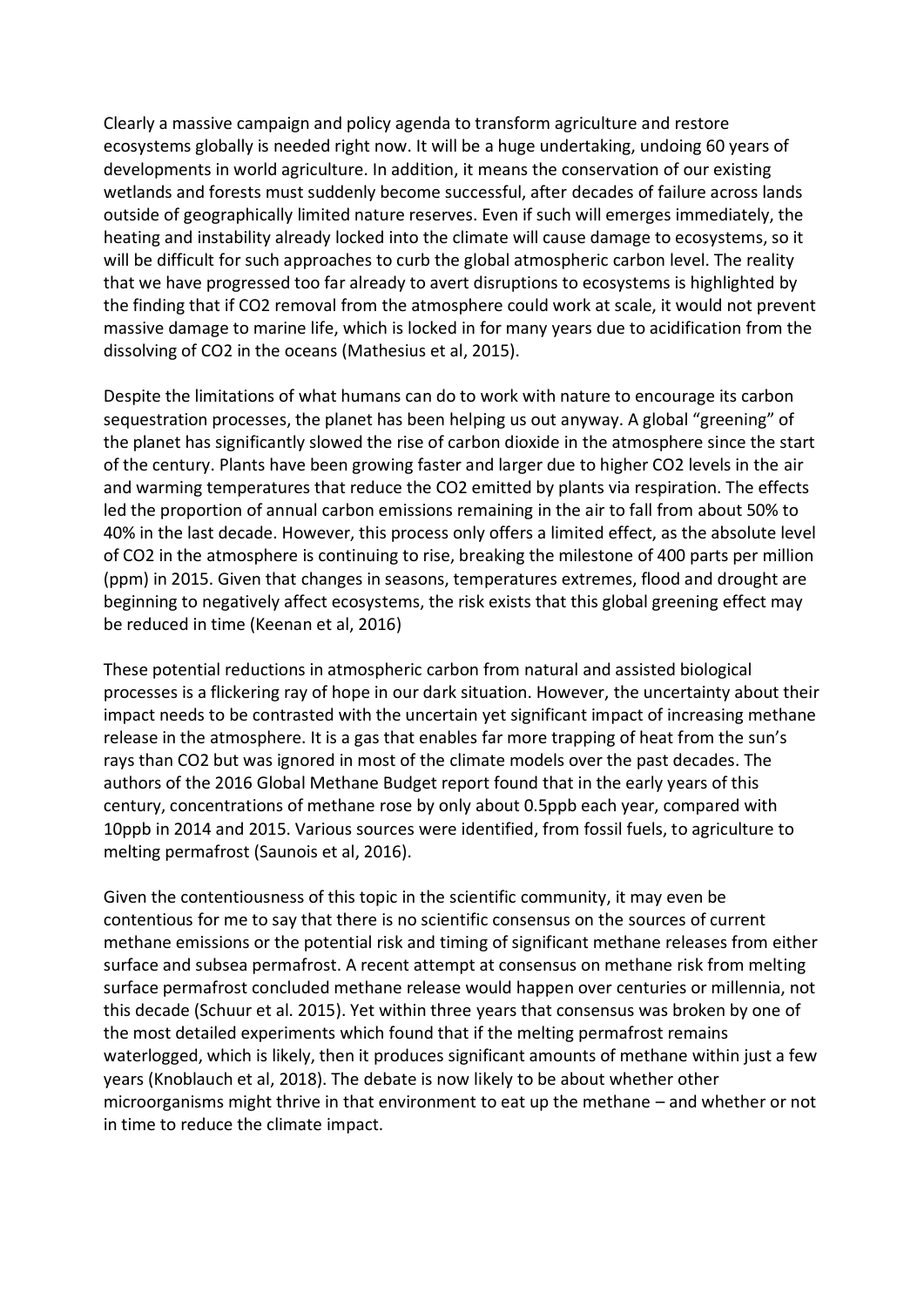Clearly a massive campaign and policy agenda to transform agriculture and restore ecosystems globally is needed right now. It will be a huge undertaking, undoing 60 years of developments in world agriculture. In addition, it means the conservation of our existing wetlands and forests must suddenly become successful, after decades of failure across lands outside of geographically limited nature reserves. Even if such will emerges immediately, the heating and instability already locked into the climate will cause damage to ecosystems, so it will be difficult for such approaches to curb the global atmospheric carbon level. The reality that we have progressed too far already to avert disruptions to ecosystems is highlighted by the finding that if $CO_2$ removal from the atmosphere could work at scale, it would not prevent massive damage to marine life, which is locked in for many years due to acidification from the dissolving of $CO_2$ in the oceans (Mathesius et al, 2015).

Despite the limitations of what humans can do to work with nature to encourage its carbon sequestration processes, the planet has been helping us out anyway. A global "greening" of the planet has significantly slowed the rise of carbon dioxide in the atmosphere since the start of the century. Plants have been growing faster and larger due to higher $CO_2$ levels in the air and warming temperatures that reduce the $CO_2$ emitted by plants via respiration. The effects led the proportion of annual carbon emissions remaining in the air to fall from about 50% to 40% in the last decade. However, this process only offers a limited effect, as the absolute level of $CO_2$ in the atmosphere is continuing to rise, breaking the milestone of 400 parts per million (ppm) in 2015. Given that changes in seasons, temperatures extremes, flood and drought are beginning to negatively affect ecosystems, the risk exists that this global greening effect may be reduced in time (Keenan et al, 2016)

These potential reductions in atmospheric carbon from natural and assisted biological processes is a flickering ray of hope in our dark situation. However, the uncertainty about their impact needs to be contrasted with the uncertain yet significant impact of increasing methane release in the atmosphere. It is a gas that enables far more trapping of heat from the sun's rays than $CO_2$ but was ignored in most of the climate models over the past decades. The authors of the 2016 Global Methane Budget report found that in the early years of this century, concentrations of methane rose by only about 0.5ppb each year, compared with 10ppb in 2014 and 2015. Various sources were identified, from fossil fuels, to agriculture to melting permafrost (Saunois et al, 2016).

Given the contentiousness of this topic in the scientific community, it may even be contentious for me to say that there is no scientific consensus on the sources of current methane emissions or the potential risk and timing of significant methane releases from either surface and subsea permafrost. A recent attempt at consensus on methane risk from melting surface permafrost concluded methane release would happen over centuries or millennia, not this decade (Schuur et al. 2015). Yet within three years that consensus was broken by one of the most detailed experiments which found that if the melting permafrost remains waterlogged, which is likely, then it produces significant amounts of methane within just a few years (Knoblauch et al, 2018). The debate is now likely to be about whether other microorganisms might thrive in that environment to eat up the methane – and whether or not in time to reduce the climate impact.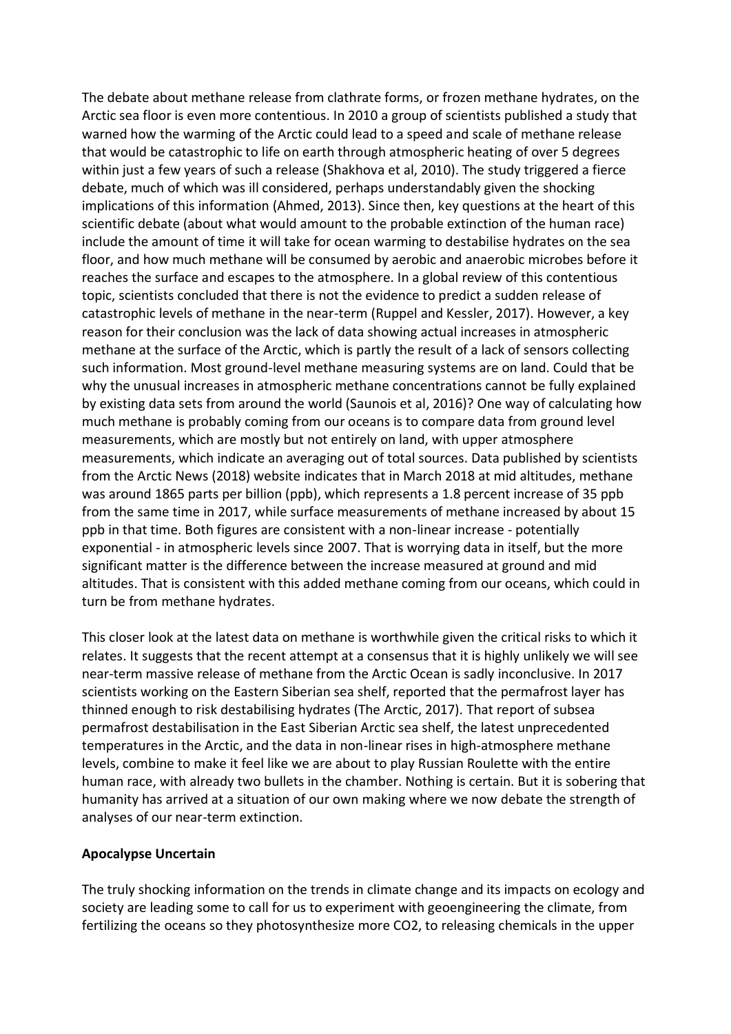The debate about methane release from clathrate forms, or frozen methane hydrates, on the Arctic sea floor is even more contentious. In 2010 a group of scientists published a study that warned how the warming of the Arctic could lead to a speed and scale of methane release that would be catastrophic to life on earth through atmospheric heating of over 5 degrees within just a few years of such a release (Shakhova et al, 2010). The study triggered a fierce debate, much of which was ill considered, perhaps understandably given the shocking implications of this information (Ahmed, 2013). Since then, key questions at the heart of this scientific debate (about what would amount to the probable extinction of the human race) include the amount of time it will take for ocean warming to destabilise hydrates on the sea floor, and how much methane will be consumed by aerobic and anaerobic microbes before it reaches the surface and escapes to the atmosphere. In a global review of this contentious topic, scientists concluded that there is not the evidence to predict a sudden release of catastrophic levels of methane in the near-term (Ruppel and Kessler, 2017). However, a key reason for their conclusion was the lack of data showing actual increases in atmospheric methane at the surface of the Arctic, which is partly the result of a lack of sensors collecting such information. Most ground-level methane measuring systems are on land. Could that be why the unusual increases in atmospheric methane concentrations cannot be fully explained by existing data sets from around the world (Saunois et al, 2016)? One way of calculating how much methane is probably coming from our oceans is to compare data from ground level measurements, which are mostly but not entirely on land, with upper atmosphere measurements, which indicate an averaging out of total sources. Data published by scientists from the Arctic News (2018) website indicates that in March 2018 at mid altitudes, methane was around 1865 parts per billion (ppb), which represents a 1.8 percent increase of 35 ppb from the same time in 2017, while surface measurements of methane increased by about 15 ppb in that time. Both figures are consistent with a non-linear increase - potentially exponential - in atmospheric levels since 2007. That is worrying data in itself, but the more significant matter is the difference between the increase measured at ground and mid altitudes. That is consistent with this added methane coming from our oceans, which could in turn be from methane hydrates.

This closer look at the latest data on methane is worthwhile given the critical risks to which it relates. It suggests that the recent attempt at a consensus that it is highly unlikely we will see near-term massive release of methane from the Arctic Ocean is sadly inconclusive. In 2017 scientists working on the Eastern Siberian sea shelf, reported that the permafrost layer has thinned enough to risk destabilising hydrates (The Arctic, 2017). That report of subsea permafrost destabilisation in the East Siberian Arctic sea shelf, the latest unprecedented temperatures in the Arctic, and the data in non-linear rises in high-atmosphere methane levels, combine to make it feel like we are about to play Russian Roulette with the entire human race, with already two bullets in the chamber. Nothing is certain. But it is sobering that humanity has arrived at a situation of our own making where we now debate the strength of analyses of our near-term extinction.

**Apocalypse Uncertain**

The truly shocking information on the trends in climate change and its impacts on ecology and society are leading some to call for us to experiment with geoengineering the climate, from fertilizing the oceans so they photosynthesize more $CO_2$, to releasing chemicals in the upper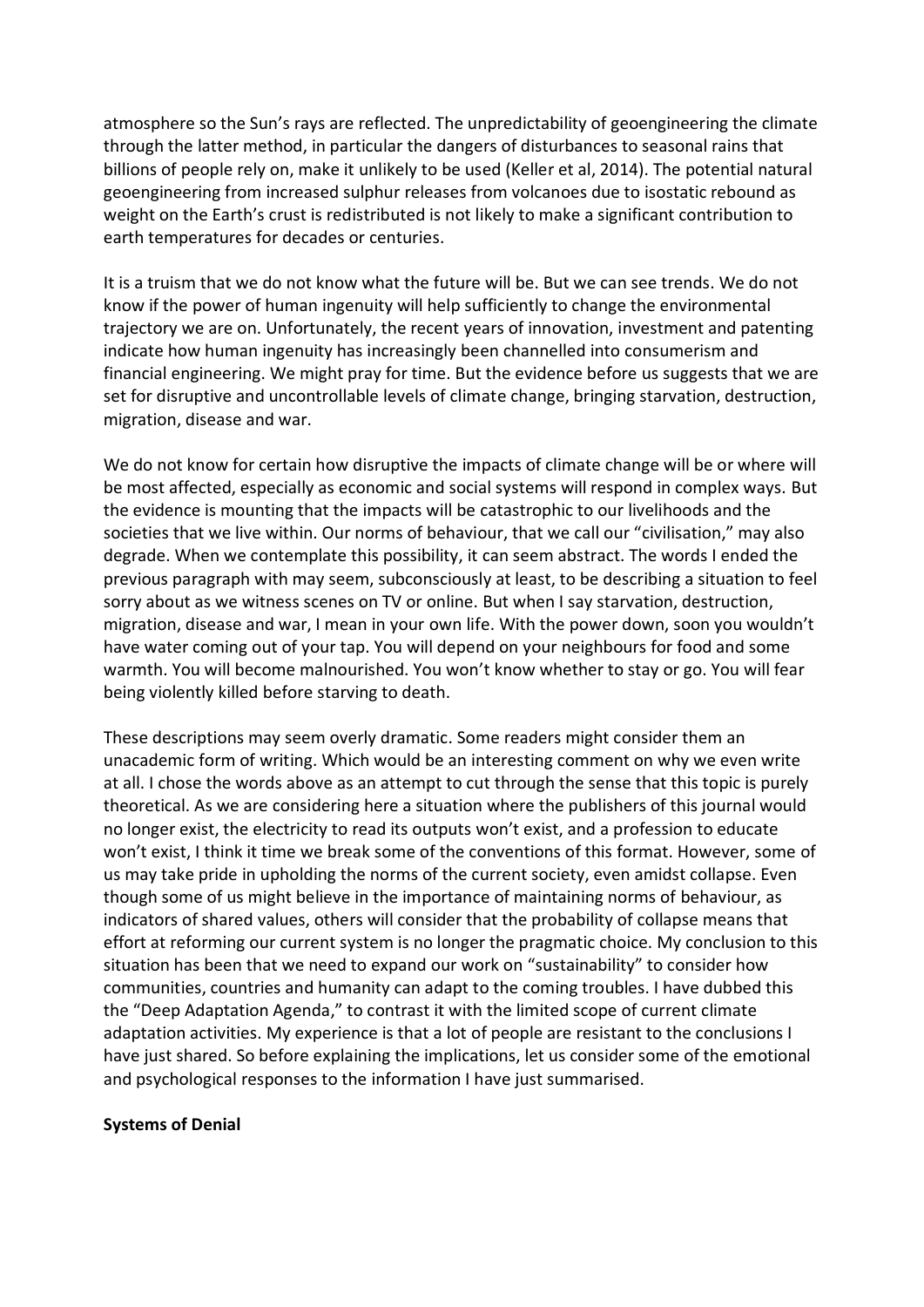atmosphere so the Sun's rays are reflected. The unpredictability of geoengineering the climate through the latter method, in particular the dangers of disturbances to seasonal rains that billions of people rely on, make it unlikely to be used (Keller et al, 2014). The potential natural geoengineering from increased sulphur releases from volcanoes due to isostatic rebound as weight on the Earth's crust is redistributed is not likely to make a significant contribution to earth temperatures for decades or centuries.

It is a truism that we do not know what the future will be. But we can see trends. We do not know if the power of human ingenuity will help sufficiently to change the environmental trajectory we are on. Unfortunately, the recent years of innovation, investment and patenting indicate how human ingenuity has increasingly been channelled into consumerism and financial engineering. We might pray for time. But the evidence before us suggests that we are set for disruptive and uncontrollable levels of climate change, bringing starvation, destruction, migration, disease and war.

We do not know for certain how disruptive the impacts of climate change will be or where will be most affected, especially as economic and social systems will respond in complex ways. But the evidence is mounting that the impacts will be catastrophic to our livelihoods and the societies that we live within. Our norms of behaviour, that we call our "civilisation," may also degrade. When we contemplate this possibility, it can seem abstract. The words I ended the previous paragraph with may seem, subconsciously at least, to be describing a situation to feel sorry about as we witness scenes on TV or online. But when I say starvation, destruction, migration, disease and war, I mean in your own life. With the power down, soon you wouldn't have water coming out of your tap. You will depend on your neighbours for food and some warmth. You will become malnourished. You won't know whether to stay or go. You will fear being violently killed before starving to death.

These descriptions may seem overly dramatic. Some readers might consider them an unacademic form of writing. Which would be an interesting comment on why we even write at all. I chose the words above as an attempt to cut through the sense that this topic is purely theoretical. As we are considering here a situation where the publishers of this journal would no longer exist, the electricity to read its outputs won't exist, and a profession to educate won't exist, I think it time we break some of the conventions of this format. However, some of us may take pride in upholding the norms of the current society, even amidst collapse. Even though some of us might believe in the importance of maintaining norms of behaviour, as indicators of shared values, others will consider that the probability of collapse means that effort at reforming our current system is no longer the pragmatic choice. My conclusion to this situation has been that we need to expand our work on "sustainability" to consider how communities, countries and humanity can adapt to the coming troubles. I have dubbed this the "Deep Adaptation Agenda," to contrast it with the limited scope of current climate adaptation activities. My experience is that a lot of people are resistant to the conclusions I have just shared. So before explaining the implications, let us consider some of the emotional and psychological responses to the information I have just summarised.

**Systems of Denial**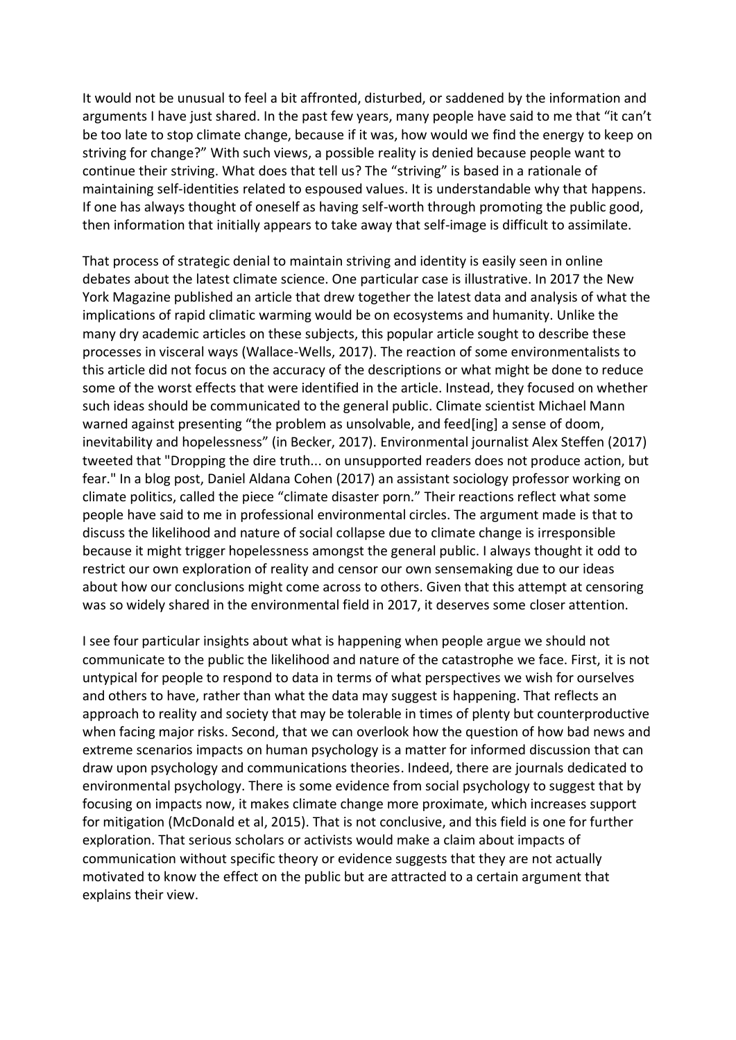It would not be unusual to feel a bit affronted, disturbed, or saddened by the information and arguments I have just shared. In the past few years, many people have said to me that "it can't be too late to stop climate change, because if it was, how would we find the energy to keep on striving for change?" With such views, a possible reality is denied because people want to continue their striving. What does that tell us? The "striving" is based in a rationale of maintaining self-identities related to espoused values. It is understandable why that happens. If one has always thought of oneself as having self-worth through promoting the public good, then information that initially appears to take away that self-image is difficult to assimilate.

That process of strategic denial to maintain striving and identity is easily seen in online debates about the latest climate science. One particular case is illustrative. In 2017 the New York Magazine published an article that drew together the latest data and analysis of what the implications of rapid climatic warming would be on ecosystems and humanity. Unlike the many dry academic articles on these subjects, this popular article sought to describe these processes in visceral ways (Wallace-Wells, 2017). The reaction of some environmentalists to this article did not focus on the accuracy of the descriptions or what might be done to reduce some of the worst effects that were identified in the article. Instead, they focused on whether such ideas should be communicated to the general public. Climate scientist Michael Mann warned against presenting "the problem as unsolvable, and feed[ing] a sense of doom, inevitability and hopelessness" (in Becker, 2017). Environmental journalist Alex Steffen (2017) tweeted that "Dropping the dire truth... on unsupported readers does not produce action, but fear." In a blog post, Daniel Aldana Cohen (2017) an assistant sociology professor working on climate politics, called the piece "climate disaster porn." Their reactions reflect what some people have said to me in professional environmental circles. The argument made is that to discuss the likelihood and nature of social collapse due to climate change is irresponsible because it might trigger hopelessness amongst the general public. I always thought it odd to restrict our own exploration of reality and censor our own sensemaking due to our ideas about how our conclusions might come across to others. Given that this attempt at censoring was so widely shared in the environmental field in 2017, it deserves some closer attention.

I see four particular insights about what is happening when people argue we should not communicate to the public the likelihood and nature of the catastrophe we face. First, it is not untypical for people to respond to data in terms of what perspectives we wish for ourselves and others to have, rather than what the data may suggest is happening. That reflects an approach to reality and society that may be tolerable in times of plenty but counterproductive when facing major risks. Second, that we can overlook how the question of how bad news and extreme scenarios impacts on human psychology is a matter for informed discussion that can draw upon psychology and communications theories. Indeed, there are journals dedicated to environmental psychology. There is some evidence from social psychology to suggest that by focusing on impacts now, it makes climate change more proximate, which increases support for mitigation (McDonald et al, 2015). That is not conclusive, and this field is one for further exploration. That serious scholars or activists would make a claim about impacts of communication without specific theory or evidence suggests that they are not actually motivated to know the effect on the public but are attracted to a certain argument that explains their view.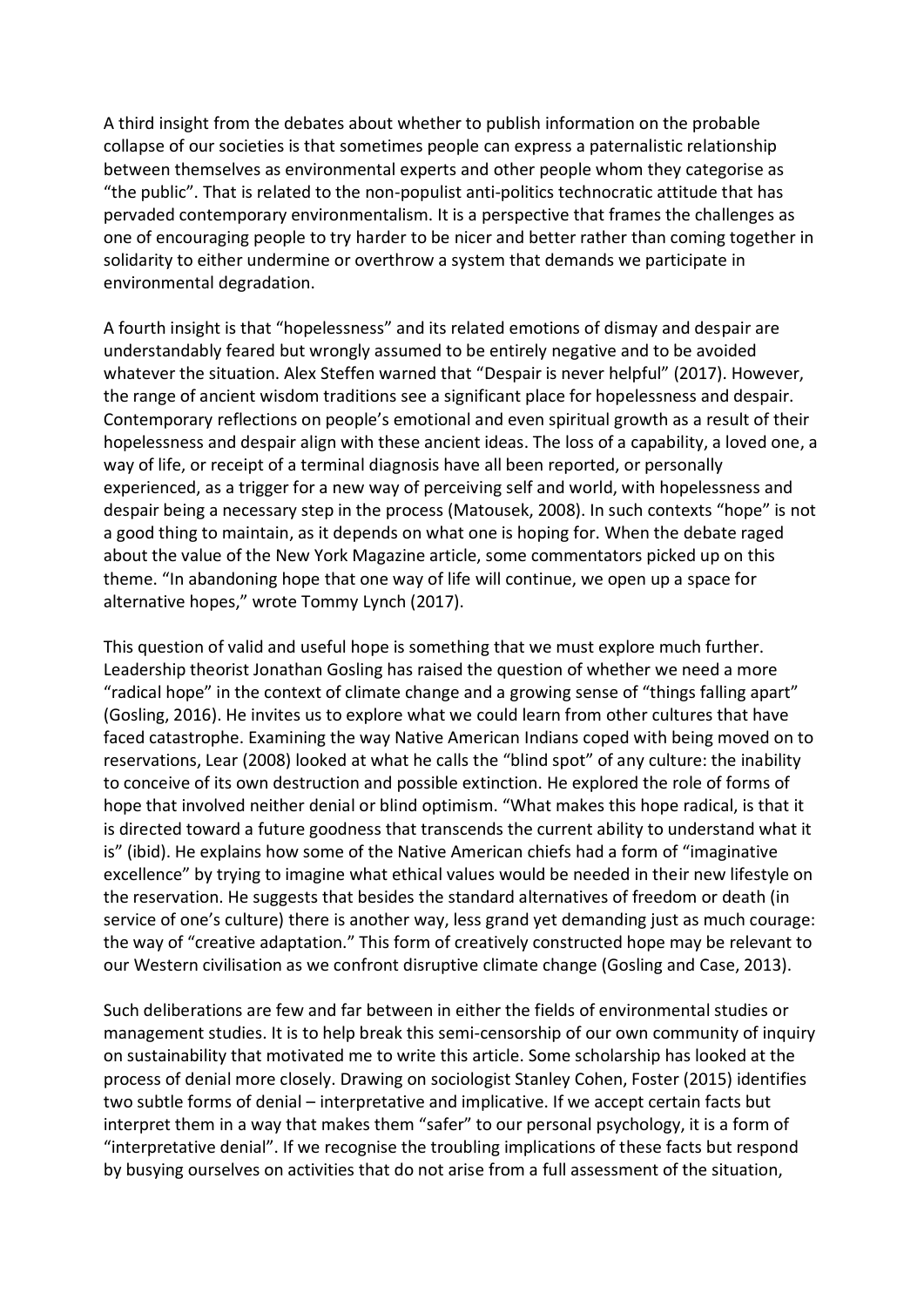A third insight from the debates about whether to publish information on the probable collapse of our societies is that sometimes people can express a paternalistic relationship between themselves as environmental experts and other people whom they categorise as "the public". That is related to the non-populist anti-politics technocratic attitude that has pervaded contemporary environmentalism. It is a perspective that frames the challenges as one of encouraging people to try harder to be nicer and better rather than coming together in solidarity to either undermine or overthrow a system that demands we participate in environmental degradation.

A fourth insight is that "hopelessness" and its related emotions of dismay and despair are understandably feared but wrongly assumed to be entirely negative and to be avoided whatever the situation. Alex Steffen warned that "Despair is never helpful" (2017). However, the range of ancient wisdom traditions see a significant place for hopelessness and despair. Contemporary reflections on people's emotional and even spiritual growth as a result of their hopelessness and despair align with these ancient ideas. The loss of a capability, a loved one, a way of life, or receipt of a terminal diagnosis have all been reported, or personally experienced, as a trigger for a new way of perceiving self and world, with hopelessness and despair being a necessary step in the process (Matousek, 2008). In such contexts "hope" is not a good thing to maintain, as it depends on what one is hoping for. When the debate raged about the value of the New York Magazine article, some commentators picked up on this theme. "In abandoning hope that one way of life will continue, we open up a space for alternative hopes," wrote Tommy Lynch (2017).

This question of valid and useful hope is something that we must explore much further. Leadership theorist Jonathan Gosling has raised the question of whether we need a more "radical hope" in the context of climate change and a growing sense of "things falling apart" (Gosling, 2016). He invites us to explore what we could learn from other cultures that have faced catastrophe. Examining the way Native American Indians coped with being moved on to reservations, Lear (2008) looked at what he calls the "blind spot" of any culture: the inability to conceive of its own destruction and possible extinction. He explored the role of forms of hope that involved neither denial or blind optimism. "What makes this hope radical, is that it is directed toward a future goodness that transcends the current ability to understand what it is" (ibid). He explains how some of the Native American chiefs had a form of "imaginative excellence" by trying to imagine what ethical values would be needed in their new lifestyle on the reservation. He suggests that besides the standard alternatives of freedom or death (in service of one's culture) there is another way, less grand yet demanding just as much courage: the way of "creative adaptation." This form of creatively constructed hope may be relevant to our Western civilisation as we confront disruptive climate change (Gosling and Case, 2013).

Such deliberations are few and far between in either the fields of environmental studies or management studies. It is to help break this semi-censorship of our own community of inquiry on sustainability that motivated me to write this article. Some scholarship has looked at the process of denial more closely. Drawing on sociologist Stanley Cohen, Foster (2015) identifies two subtle forms of denial – interpretative and implicative. If we accept certain facts but interpret them in a way that makes them "safer" to our personal psychology, it is a form of "interpretative denial". If we recognise the troubling implications of these facts but respond by busying ourselves on activities that do not arise from a full assessment of the situation,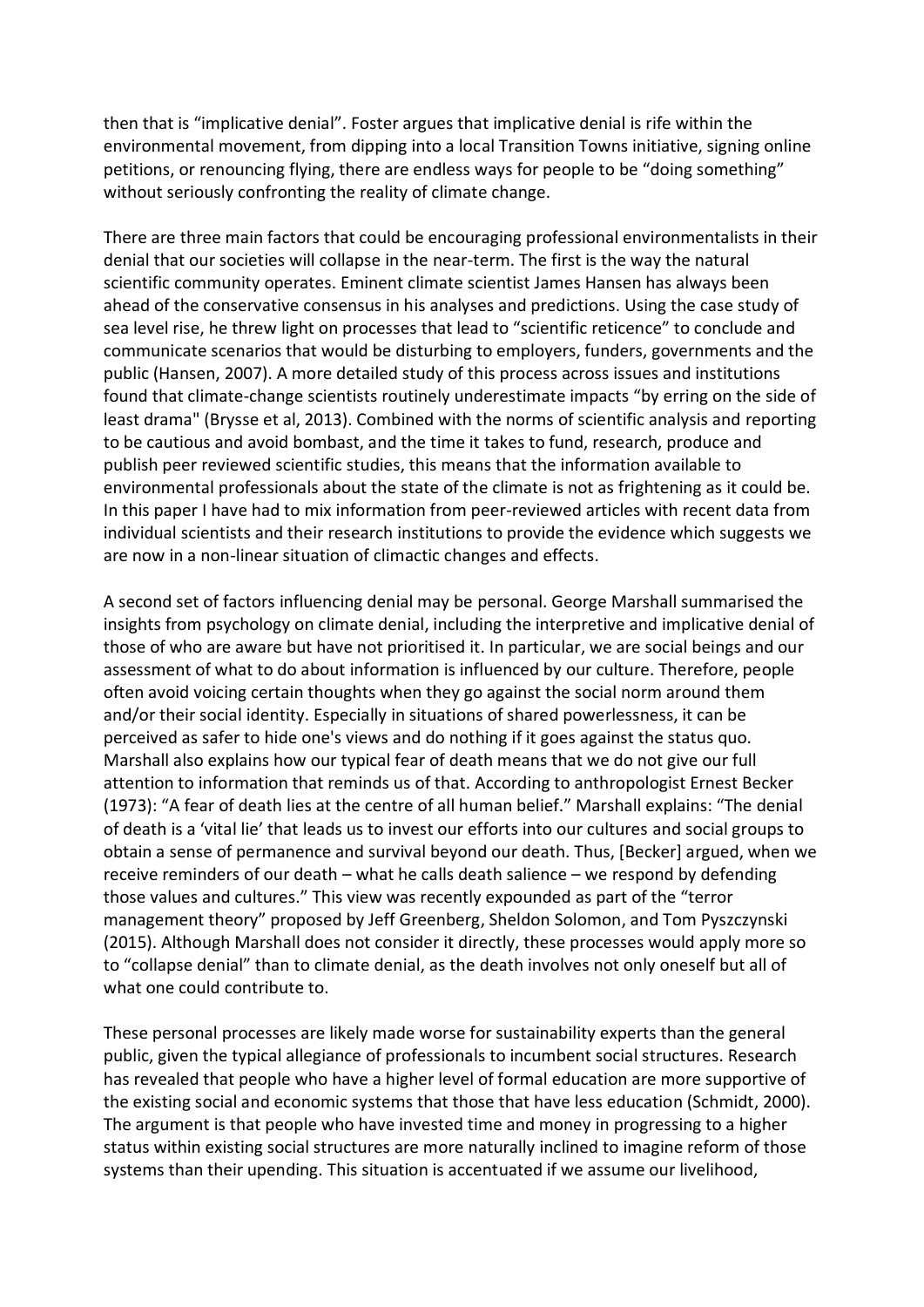then that is "implicative denial". Foster argues that implicative denial is rife within the environmental movement, from dipping into a local Transition Towns initiative, signing online petitions, or renouncing flying, there are endless ways for people to be "doing something" without seriously confronting the reality of climate change.

There are three main factors that could be encouraging professional environmentalists in their denial that our societies will collapse in the near-term. The first is the way the natural scientific community operates. Eminent climate scientist James Hansen has always been ahead of the conservative consensus in his analyses and predictions. Using the case study of sea level rise, he threw light on processes that lead to "scientific reticence" to conclude and communicate scenarios that would be disturbing to employers, funders, governments and the public (Hansen, 2007). A more detailed study of this process across issues and institutions found that climate-change scientists routinely underestimate impacts "by erring on the side of least drama" (Brysse et al, 2013). Combined with the norms of scientific analysis and reporting to be cautious and avoid bombast, and the time it takes to fund, research, produce and publish peer reviewed scientific studies, this means that the information available to environmental professionals about the state of the climate is not as frightening as it could be. In this paper I have had to mix information from peer-reviewed articles with recent data from individual scientists and their research institutions to provide the evidence which suggests we are now in a non-linear situation of climactic changes and effects.

A second set of factors influencing denial may be personal. George Marshall summarised the insights from psychology on climate denial, including the interpretive and implicative denial of those of who are aware but have not prioritised it. In particular, we are social beings and our assessment of what to do about information is influenced by our culture. Therefore, people often avoid voicing certain thoughts when they go against the social norm around them and/or their social identity. Especially in situations of shared powerlessness, it can be perceived as safer to hide one's views and do nothing if it goes against the status quo. Marshall also explains how our typical fear of death means that we do not give our full attention to information that reminds us of that. According to anthropologist Ernest Becker (1973): "A fear of death lies at the centre of all human belief." Marshall explains: "The denial of death is a 'vital lie' that leads us to invest our efforts into our cultures and social groups to obtain a sense of permanence and survival beyond our death. Thus, [Becker] argued, when we receive reminders of our death – what he calls death salience – we respond by defending those values and cultures." This view was recently expounded as part of the "terror management theory" proposed by Jeff Greenberg, Sheldon Solomon, and Tom Pyszczynski (2015). Although Marshall does not consider it directly, these processes would apply more so to "collapse denial" than to climate denial, as the death involves not only oneself but all of what one could contribute to.

These personal processes are likely made worse for sustainability experts than the general public, given the typical allegiance of professionals to incumbent social structures. Research has revealed that people who have a higher level of formal education are more supportive of the existing social and economic systems that those that have less education (Schmidt, 2000). The argument is that people who have invested time and money in progressing to a higher status within existing social structures are more naturally inclined to imagine reform of those systems than their upending. This situation is accentuated if we assume our livelihood,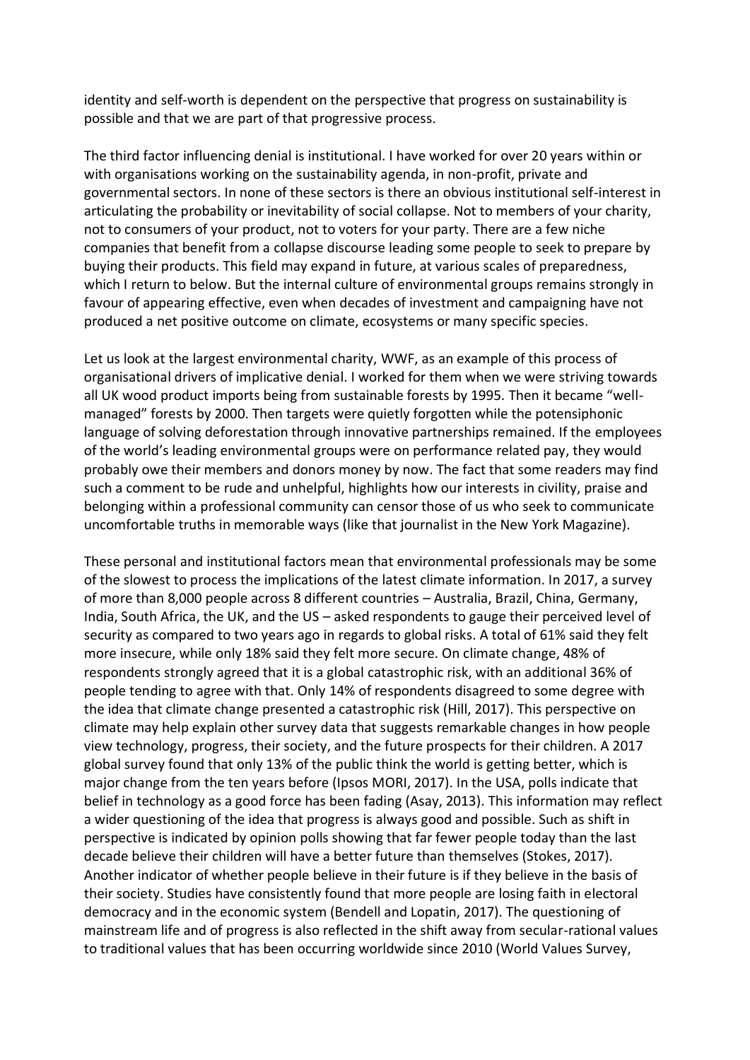identity and self-worth is dependent on the perspective that progress on sustainability is possible and that we are part of that progressive process.

The third factor influencing denial is institutional. I have worked for over 20 years within or with organisations working on the sustainability agenda, in non-profit, private and governmental sectors. In none of these sectors is there an obvious institutional self-interest in articulating the probability or inevitability of social collapse. Not to members of your charity, not to consumers of your product, not to voters for your party. There are a few niche companies that benefit from a collapse discourse leading some people to seek to prepare by buying their products. This field may expand in future, at various scales of preparedness, which I return to below. But the internal culture of environmental groups remains strongly in favour of appearing effective, even when decades of investment and campaigning have not produced a net positive outcome on climate, ecosystems or many specific species.

Let us look at the largest environmental charity, WWF, as an example of this process of organisational drivers of implicative denial. I worked for them when we were striving towards all UK wood product imports being from sustainable forests by 1995. Then it became "well-managed" forests by 2000. Then targets were quietly forgotten while the potensiphonic language of solving deforestation through innovative partnerships remained. If the employees of the world's leading environmental groups were on performance related pay, they would probably owe their members and donors money by now. The fact that some readers may find such a comment to be rude and unhelpful, highlights how our interests in civility, praise and belonging within a professional community can censor those of us who seek to communicate uncomfortable truths in memorable ways (like that journalist in the New York Magazine).

These personal and institutional factors mean that environmental professionals may be some of the slowest to process the implications of the latest climate information. In 2017, a survey of more than 8,000 people across 8 different countries – Australia, Brazil, China, Germany, India, South Africa, the UK, and the US – asked respondents to gauge their perceived level of security as compared to two years ago in regards to global risks. A total of 61% said they felt more insecure, while only 18% said they felt more secure. On climate change, 48% of respondents strongly agreed that it is a global catastrophic risk, with an additional 36% of people tending to agree with that. Only 14% of respondents disagreed to some degree with the idea that climate change presented a catastrophic risk (Hill, 2017). This perspective on climate may help explain other survey data that suggests remarkable changes in how people view technology, progress, their society, and the future prospects for their children. A 2017 global survey found that only 13% of the public think the world is getting better, which is major change from the ten years before (Ipsos MORI, 2017). In the USA, polls indicate that belief in technology as a good force has been fading (Asay, 2013). This information may reflect a wider questioning of the idea that progress is always good and possible. Such as shift in perspective is indicated by opinion polls showing that far fewer people today than the last decade believe their children will have a better future than themselves (Stokes, 2017). Another indicator of whether people believe in their future is if they believe in the basis of their society. Studies have consistently found that more people are losing faith in electoral democracy and in the economic system (Bendell and Lopatin, 2017). The questioning of mainstream life and of progress is also reflected in the shift away from secular-rational values to traditional values that has been occurring worldwide since 2010 (World Values Survey,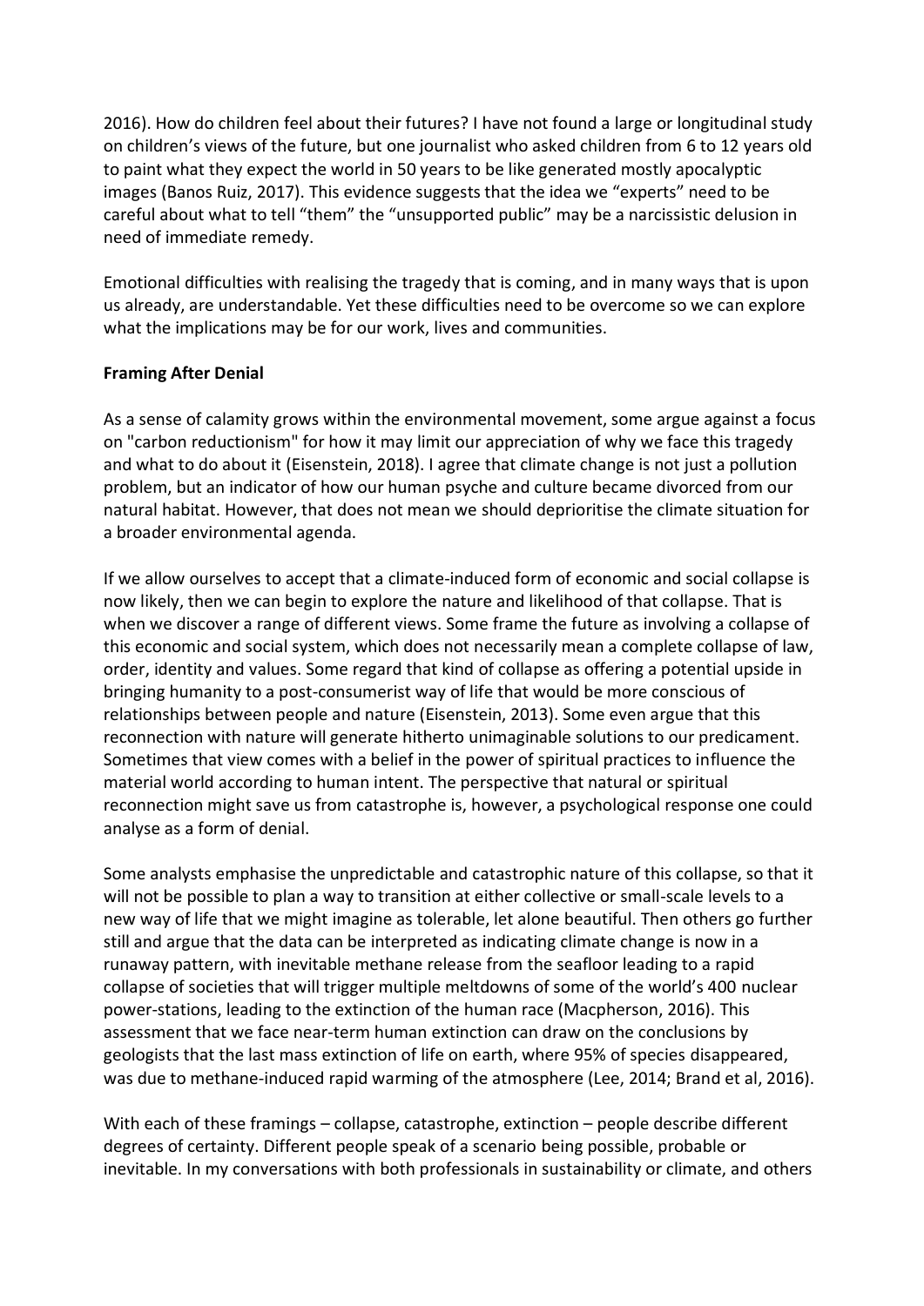2016). How do children feel about their futures? I have not found a large or longitudinal study on children's views of the future, but one journalist who asked children from 6 to 12 years old to paint what they expect the world in 50 years to be like generated mostly apocalyptic images (Banos Ruiz, 2017). This evidence suggests that the idea we "experts" need to be careful about what to tell "them" the "unsupported public" may be a narcissistic delusion in need of immediate remedy.

Emotional difficulties with realising the tragedy that is coming, and in many ways that is upon us already, are understandable. Yet these difficulties need to be overcome so we can explore what the implications may be for our work, lives and communities.

**Framing After Denial**

As a sense of calamity grows within the environmental movement, some argue against a focus on "carbon reductionism" for how it may limit our appreciation of why we face this tragedy and what to do about it (Eisenstein, 2018). I agree that climate change is not just a pollution problem, but an indicator of how our human psyche and culture became divorced from our natural habitat. However, that does not mean we should deprioritise the climate situation for a broader environmental agenda.

If we allow ourselves to accept that a climate-induced form of economic and social collapse is now likely, then we can begin to explore the nature and likelihood of that collapse. That is when we discover a range of different views. Some frame the future as involving a collapse of this economic and social system, which does not necessarily mean a complete collapse of law, order, identity and values. Some regard that kind of collapse as offering a potential upside in bringing humanity to a post-consumerist way of life that would be more conscious of relationships between people and nature (Eisenstein, 2013). Some even argue that this reconnection with nature will generate hitherto unimaginable solutions to our predicament. Sometimes that view comes with a belief in the power of spiritual practices to influence the material world according to human intent. The perspective that natural or spiritual reconnection might save us from catastrophe is, however, a psychological response one could analyse as a form of denial.

Some analysts emphasise the unpredictable and catastrophic nature of this collapse, so that it will not be possible to plan a way to transition at either collective or small-scale levels to a new way of life that we might imagine as tolerable, let alone beautiful. Then others go further still and argue that the data can be interpreted as indicating climate change is now in a runaway pattern, with inevitable methane release from the seafloor leading to a rapid collapse of societies that will trigger multiple meltdowns of some of the world's 400 nuclear power-stations, leading to the extinction of the human race (Macpherson, 2016). This assessment that we face near-term human extinction can draw on the conclusions by geologists that the last mass extinction of life on earth, where 95% of species disappeared, was due to methane-induced rapid warming of the atmosphere (Lee, 2014; Brand et al, 2016).

With each of these framings – collapse, catastrophe, extinction – people describe different degrees of certainty. Different people speak of a scenario being possible, probable or inevitable. In my conversations with both professionals in sustainability or climate, and others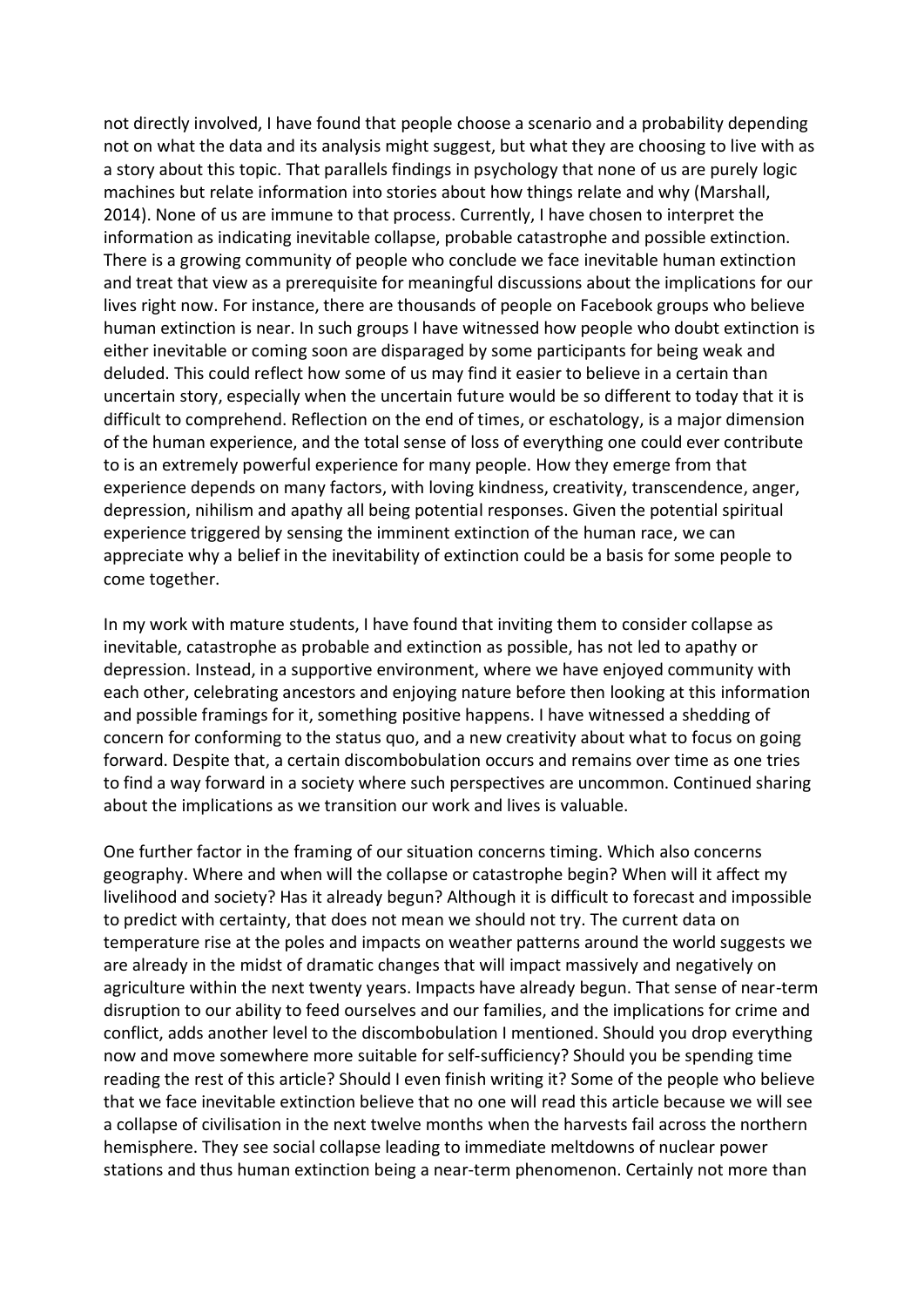not directly involved, I have found that people choose a scenario and a probability depending not on what the data and its analysis might suggest, but what they are choosing to live with as a story about this topic. That parallels findings in psychology that none of us are purely logic machines but relate information into stories about how things relate and why (Marshall, 2014). None of us are immune to that process. Currently, I have chosen to interpret the information as indicating inevitable collapse, probable catastrophe and possible extinction. There is a growing community of people who conclude we face inevitable human extinction and treat that view as a prerequisite for meaningful discussions about the implications for our lives right now. For instance, there are thousands of people on Facebook groups who believe human extinction is near. In such groups I have witnessed how people who doubt extinction is either inevitable or coming soon are disparaged by some participants for being weak and deluded. This could reflect how some of us may find it easier to believe in a certain than uncertain story, especially when the uncertain future would be so different to today that it is difficult to comprehend. Reflection on the end of times, or eschatology, is a major dimension of the human experience, and the total sense of loss of everything one could ever contribute to is an extremely powerful experience for many people. How they emerge from that experience depends on many factors, with loving kindness, creativity, transcendence, anger, depression, nihilism and apathy all being potential responses. Given the potential spiritual experience triggered by sensing the imminent extinction of the human race, we can appreciate why a belief in the inevitability of extinction could be a basis for some people to come together.

In my work with mature students, I have found that inviting them to consider collapse as inevitable, catastrophe as probable and extinction as possible, has not led to apathy or depression. Instead, in a supportive environment, where we have enjoyed community with each other, celebrating ancestors and enjoying nature before then looking at this information and possible framings for it, something positive happens. I have witnessed a shedding of concern for conforming to the status quo, and a new creativity about what to focus on going forward. Despite that, a certain discombobulation occurs and remains over time as one tries to find a way forward in a society where such perspectives are uncommon. Continued sharing about the implications as we transition our work and lives is valuable.

One further factor in the framing of our situation concerns timing. Which also concerns geography. Where and when will the collapse or catastrophe begin? When will it affect my livelihood and society? Has it already begun? Although it is difficult to forecast and impossible to predict with certainty, that does not mean we should not try. The current data on temperature rise at the poles and impacts on weather patterns around the world suggests we are already in the midst of dramatic changes that will impact massively and negatively on agriculture within the next twenty years. Impacts have already begun. That sense of near-term disruption to our ability to feed ourselves and our families, and the implications for crime and conflict, adds another level to the discombobulation I mentioned. Should you drop everything now and move somewhere more suitable for self-sufficiency? Should you be spending time reading the rest of this article? Should I even finish writing it? Some of the people who believe that we face inevitable extinction believe that no one will read this article because we will see a collapse of civilisation in the next twelve months when the harvests fail across the northern hemisphere. They see social collapse leading to immediate meltdowns of nuclear power stations and thus human extinction being a near-term phenomenon. Certainly not more than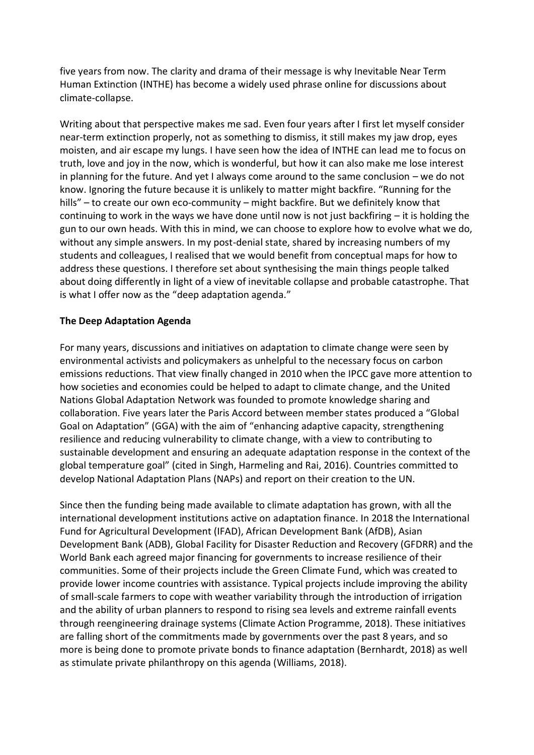five years from now. The clarity and drama of their message is why Inevitable Near Term Human Extinction (INTHE) has become a widely used phrase online for discussions about climate-collapse.

Writing about that perspective makes me sad. Even four years after I first let myself consider near-term extinction properly, not as something to dismiss, it still makes my jaw drop, eyes moisten, and air escape my lungs. I have seen how the idea of INTHE can lead me to focus on truth, love and joy in the now, which is wonderful, but how it can also make me lose interest in planning for the future. And yet I always come around to the same conclusion – we do not know. Ignoring the future because it is unlikely to matter might backfire. "Running for the hills" – to create our own eco-community – might backfire. But we definitely know that continuing to work in the ways we have done until now is not just backfiring – it is holding the gun to our own heads. With this in mind, we can choose to explore how to evolve what we do, without any simple answers. In my post-denial state, shared by increasing numbers of my students and colleagues, I realised that we would benefit from conceptual maps for how to address these questions. I therefore set about synthesising the main things people talked about doing differently in light of a view of inevitable collapse and probable catastrophe. That is what I offer now as the "deep adaptation agenda."

## The Deep Adaptation Agenda

For many years, discussions and initiatives on adaptation to climate change were seen by environmental activists and policymakers as unhelpful to the necessary focus on carbon emissions reductions. That view finally changed in 2010 when the IPCC gave more attention to how societies and economies could be helped to adapt to climate change, and the United Nations Global Adaptation Network was founded to promote knowledge sharing and collaboration. Five years later the Paris Accord between member states produced a "Global Goal on Adaptation" (GGA) with the aim of "enhancing adaptive capacity, strengthening resilience and reducing vulnerability to climate change, with a view to contributing to sustainable development and ensuring an adequate adaptation response in the context of the global temperature goal" (cited in Singh, Harmeling and Rai, 2016). Countries committed to develop National Adaptation Plans (NAPs) and report on their creation to the UN.

Since then the funding being made available to climate adaptation has grown, with all the international development institutions active on adaptation finance. In 2018 the International Fund for Agricultural Development (IFAD), African Development Bank (AfDB), Asian Development Bank (ADB), Global Facility for Disaster Reduction and Recovery (GFDRR) and the World Bank each agreed major financing for governments to increase resilience of their communities. Some of their projects include the Green Climate Fund, which was created to provide lower income countries with assistance. Typical projects include improving the ability of small-scale farmers to cope with weather variability through the introduction of irrigation and the ability of urban planners to respond to rising sea levels and extreme rainfall events through reengineering drainage systems (Climate Action Programme, 2018). These initiatives are falling short of the commitments made by governments over the past 8 years, and so more is being done to promote private bonds to finance adaptation (Bernhardt, 2018) as well as stimulate private philanthropy on this agenda (Williams, 2018).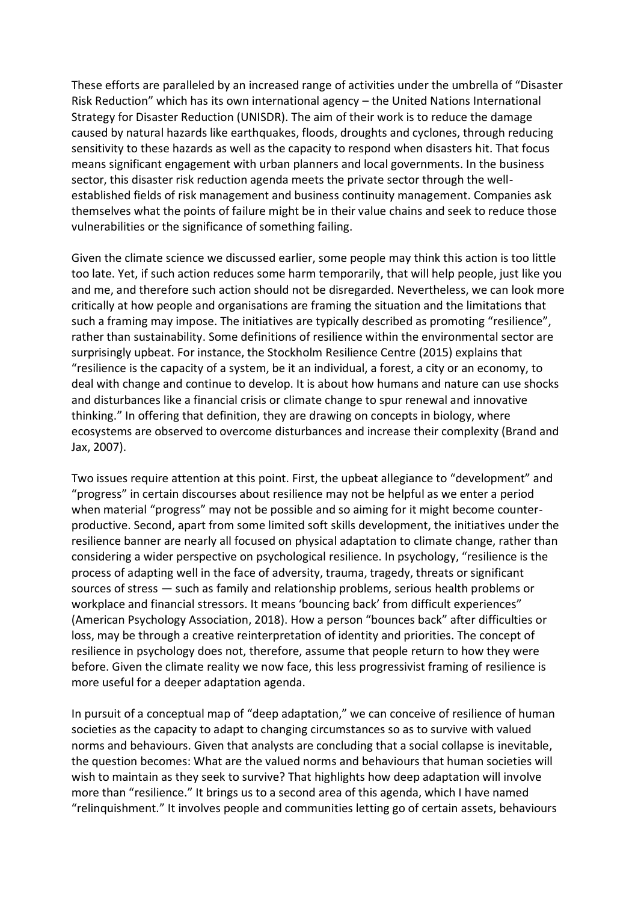These efforts are paralleled by an increased range of activities under the umbrella of "Disaster Risk Reduction" which has its own international agency – the United Nations International Strategy for Disaster Reduction (UNISDR). The aim of their work is to reduce the damage caused by natural hazards like earthquakes, floods, droughts and cyclones, through reducing sensitivity to these hazards as well as the capacity to respond when disasters hit. That focus means significant engagement with urban planners and local governments. In the business sector, this disaster risk reduction agenda meets the private sector through the well-established fields of risk management and business continuity management. Companies ask themselves what the points of failure might be in their value chains and seek to reduce those vulnerabilities or the significance of something failing.

Given the climate science we discussed earlier, some people may think this action is too little too late. Yet, if such action reduces some harm temporarily, that will help people, just like you and me, and therefore such action should not be disregarded. Nevertheless, we can look more critically at how people and organisations are framing the situation and the limitations that such a framing may impose. The initiatives are typically described as promoting "resilience", rather than sustainability. Some definitions of resilience within the environmental sector are surprisingly upbeat. For instance, the Stockholm Resilience Centre (2015) explains that "resilience is the capacity of a system, be it an individual, a forest, a city or an economy, to deal with change and continue to develop. It is about how humans and nature can use shocks and disturbances like a financial crisis or climate change to spur renewal and innovative thinking." In offering that definition, they are drawing on concepts in biology, where ecosystems are observed to overcome disturbances and increase their complexity (Brand and Jax, 2007).

Two issues require attention at this point. First, the upbeat allegiance to "development" and "progress" in certain discourses about resilience may not be helpful as we enter a period when material "progress" may not be possible and so aiming for it might become counter-productive. Second, apart from some limited soft skills development, the initiatives under the resilience banner are nearly all focused on physical adaptation to climate change, rather than considering a wider perspective on psychological resilience. In psychology, "resilience is the process of adapting well in the face of adversity, trauma, tragedy, threats or significant sources of stress — such as family and relationship problems, serious health problems or workplace and financial stressors. It means 'bouncing back' from difficult experiences" (American Psychology Association, 2018). How a person "bounces back" after difficulties or loss, may be through a creative reinterpretation of identity and priorities. The concept of resilience in psychology does not, therefore, assume that people return to how they were before. Given the climate reality we now face, this less progressivist framing of resilience is more useful for a deeper adaptation agenda.

In pursuit of a conceptual map of "deep adaptation," we can conceive of resilience of human societies as the capacity to adapt to changing circumstances so as to survive with valued norms and behaviours. Given that analysts are concluding that a social collapse is inevitable, the question becomes: What are the valued norms and behaviours that human societies will wish to maintain as they seek to survive? That highlights how deep adaptation will involve more than "resilience." It brings us to a second area of this agenda, which I have named "relinquishment." It involves people and communities letting go of certain assets, behaviours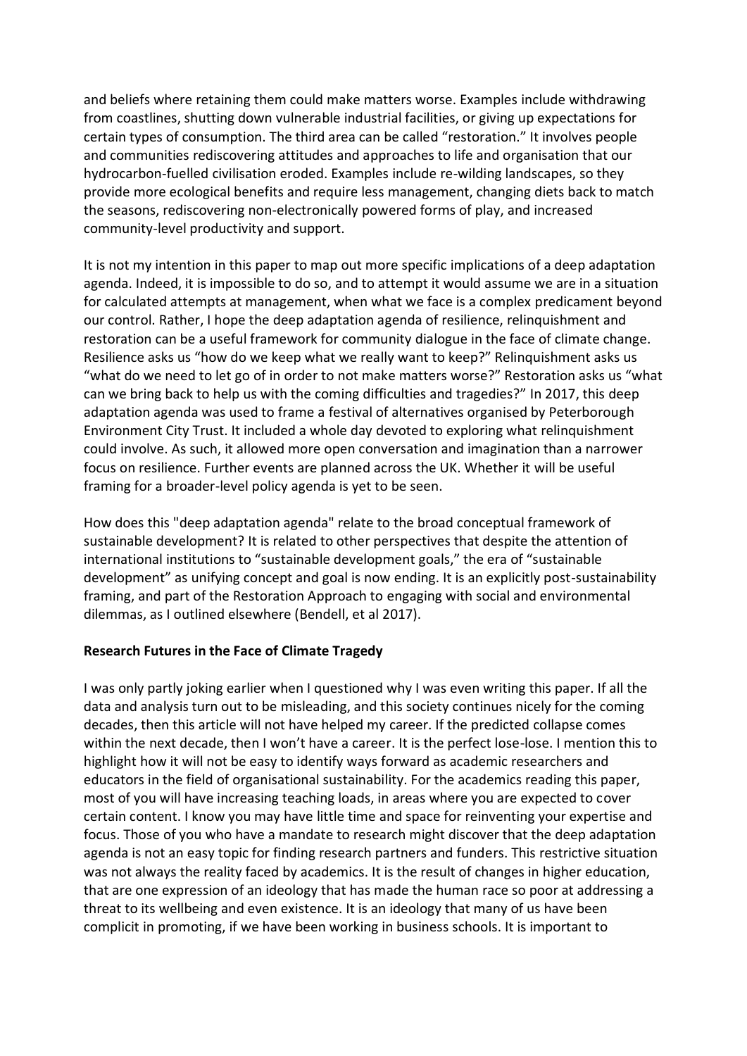and beliefs where retaining them could make matters worse. Examples include withdrawing from coastlines, shutting down vulnerable industrial facilities, or giving up expectations for certain types of consumption. The third area can be called "restoration." It involves people and communities rediscovering attitudes and approaches to life and organisation that our hydrocarbon-fuelled civilisation eroded. Examples include re-wilding landscapes, so they provide more ecological benefits and require less management, changing diets back to match the seasons, rediscovering non-electronically powered forms of play, and increased community-level productivity and support.

It is not my intention in this paper to map out more specific implications of a deep adaptation agenda. Indeed, it is impossible to do so, and to attempt it would assume we are in a situation for calculated attempts at management, when what we face is a complex predicament beyond our control. Rather, I hope the deep adaptation agenda of resilience, relinquishment and restoration can be a useful framework for community dialogue in the face of climate change. Resilience asks us "how do we keep what we really want to keep?" Relinquishment asks us "what do we need to let go of in order to not make matters worse?" Restoration asks us "what can we bring back to help us with the coming difficulties and tragedies?" In 2017, this deep adaptation agenda was used to frame a festival of alternatives organised by Peterborough Environment City Trust. It included a whole day devoted to exploring what relinquishment could involve. As such, it allowed more open conversation and imagination than a narrower focus on resilience. Further events are planned across the UK. Whether it will be useful framing for a broader-level policy agenda is yet to be seen.

How does this "deep adaptation agenda" relate to the broad conceptual framework of sustainable development? It is related to other perspectives that despite the attention of international institutions to "sustainable development goals," the era of "sustainable development" as unifying concept and goal is now ending. It is an explicitly post-sustainability framing, and part of the Restoration Approach to engaging with social and environmental dilemmas, as I outlined elsewhere (Bendell, et al 2017).

## Research Futures in the Face of Climate Tragedy

I was only partly joking earlier when I questioned why I was even writing this paper. If all the data and analysis turn out to be misleading, and this society continues nicely for the coming decades, then this article will not have helped my career. If the predicted collapse comes within the next decade, then I won't have a career. It is the perfect lose-lose. I mention this to highlight how it will not be easy to identify ways forward as academic researchers and educators in the field of organisational sustainability. For the academics reading this paper, most of you will have increasing teaching loads, in areas where you are expected to cover certain content. I know you may have little time and space for reinventing your expertise and focus. Those of you who have a mandate to research might discover that the deep adaptation agenda is not an easy topic for finding research partners and funders. This restrictive situation was not always the reality faced by academics. It is the result of changes in higher education, that are one expression of an ideology that has made the human race so poor at addressing a threat to its wellbeing and even existence. It is an ideology that many of us have been complicit in promoting, if we have been working in business schools. It is important to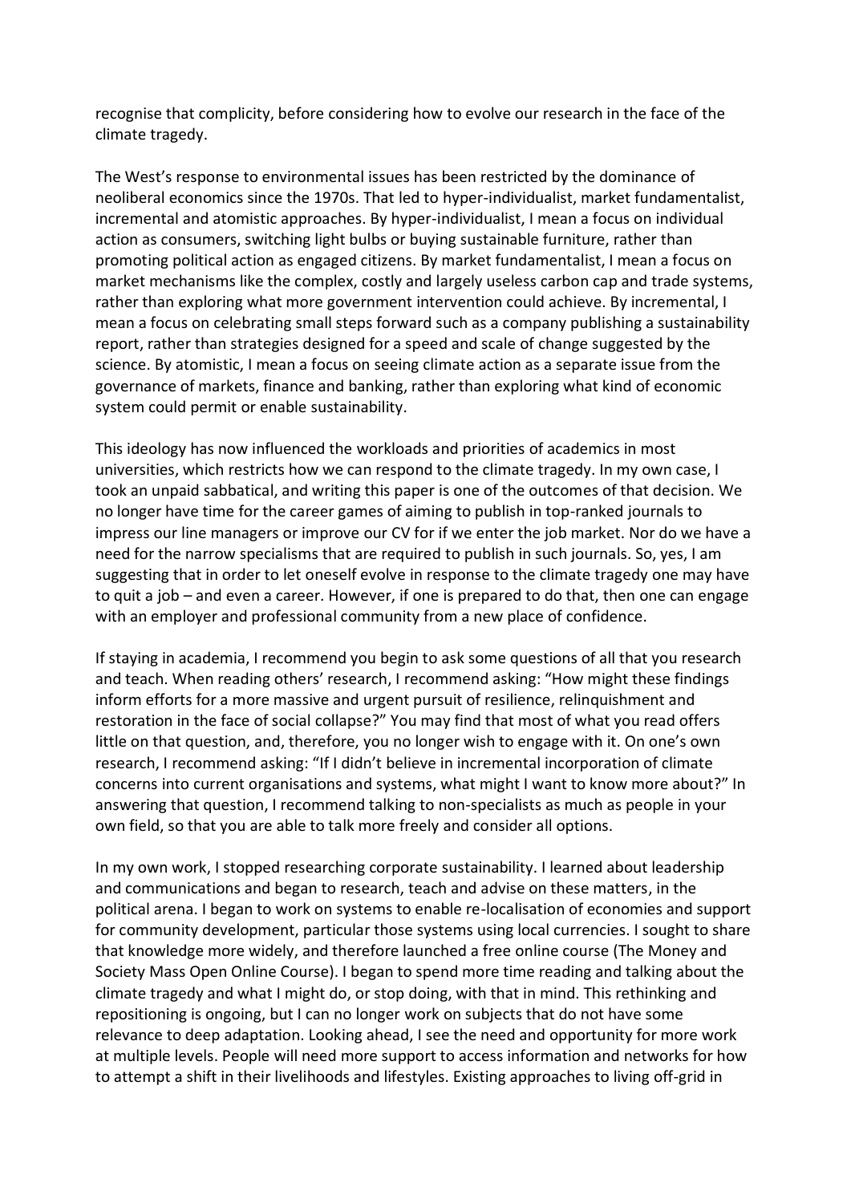recognise that complicity, before considering how to evolve our research in the face of the climate tragedy.

The West's response to environmental issues has been restricted by the dominance of neoliberal economics since the 1970s. That led to hyper-individualist, market fundamentalist, incremental and atomistic approaches. By hyper-individualist, I mean a focus on individual action as consumers, switching light bulbs or buying sustainable furniture, rather than promoting political action as engaged citizens. By market fundamentalist, I mean a focus on market mechanisms like the complex, costly and largely useless carbon cap and trade systems, rather than exploring what more government intervention could achieve. By incremental, I mean a focus on celebrating small steps forward such as a company publishing a sustainability report, rather than strategies designed for a speed and scale of change suggested by the science. By atomistic, I mean a focus on seeing climate action as a separate issue from the governance of markets, finance and banking, rather than exploring what kind of economic system could permit or enable sustainability.

This ideology has now influenced the workloads and priorities of academics in most universities, which restricts how we can respond to the climate tragedy. In my own case, I took an unpaid sabbatical, and writing this paper is one of the outcomes of that decision. We no longer have time for the career games of aiming to publish in top-ranked journals to impress our line managers or improve our CV for if we enter the job market. Nor do we have a need for the narrow specialisms that are required to publish in such journals. So, yes, I am suggesting that in order to let oneself evolve in response to the climate tragedy one may have to quit a job – and even a career. However, if one is prepared to do that, then one can engage with an employer and professional community from a new place of confidence.

If staying in academia, I recommend you begin to ask some questions of all that you research and teach. When reading others' research, I recommend asking: "How might these findings inform efforts for a more massive and urgent pursuit of resilience, relinquishment and restoration in the face of social collapse?" You may find that most of what you read offers little on that question, and, therefore, you no longer wish to engage with it. On one's own research, I recommend asking: "If I didn't believe in incremental incorporation of climate concerns into current organisations and systems, what might I want to know more about?" In answering that question, I recommend talking to non-specialists as much as people in your own field, so that you are able to talk more freely and consider all options.

In my own work, I stopped researching corporate sustainability. I learned about leadership and communications and began to research, teach and advise on these matters, in the political arena. I began to work on systems to enable re-localisation of economies and support for community development, particular those systems using local currencies. I sought to share that knowledge more widely, and therefore launched a free online course (The Money and Society Mass Open Online Course). I began to spend more time reading and talking about the climate tragedy and what I might do, or stop doing, with that in mind. This rethinking and repositioning is ongoing, but I can no longer work on subjects that do not have some relevance to deep adaptation. Looking ahead, I see the need and opportunity for more work at multiple levels. People will need more support to access information and networks for how to attempt a shift in their livelihoods and lifestyles. Existing approaches to living off-grid in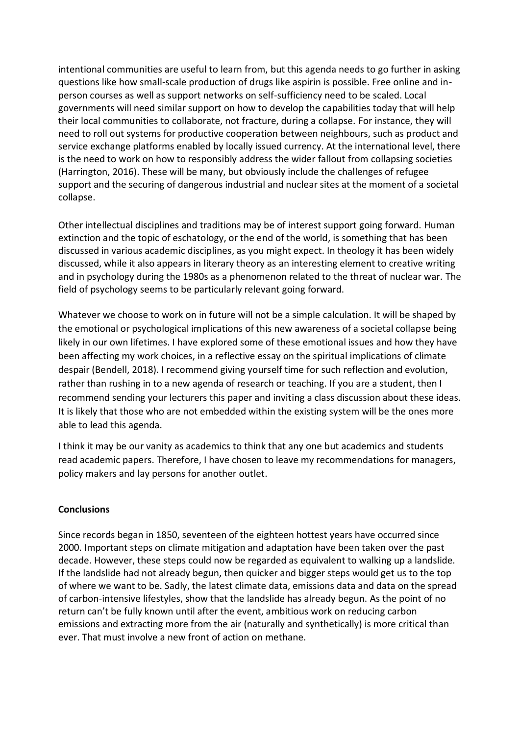intentional communities are useful to learn from, but this agenda needs to go further in asking questions like how small-scale production of drugs like aspirin is possible. Free online and in-person courses as well as support networks on self-sufficiency need to be scaled. Local governments will need similar support on how to develop the capabilities today that will help their local communities to collaborate, not fracture, during a collapse. For instance, they will need to roll out systems for productive cooperation between neighbours, such as product and service exchange platforms enabled by locally issued currency. At the international level, there is the need to work on how to responsibly address the wider fallout from collapsing societies (Harrington, 2016). These will be many, but obviously include the challenges of refugee support and the securing of dangerous industrial and nuclear sites at the moment of a societal collapse.

Other intellectual disciplines and traditions may be of interest support going forward. Human extinction and the topic of eschatology, or the end of the world, is something that has been discussed in various academic disciplines, as you might expect. In theology it has been widely discussed, while it also appears in literary theory as an interesting element to creative writing and in psychology during the 1980s as a phenomenon related to the threat of nuclear war. The field of psychology seems to be particularly relevant going forward.

Whatever we choose to work on in future will not be a simple calculation. It will be shaped by the emotional or psychological implications of this new awareness of a societal collapse being likely in our own lifetimes. I have explored some of these emotional issues and how they have been affecting my work choices, in a reflective essay on the spiritual implications of climate despair (Bendell, 2018). I recommend giving yourself time for such reflection and evolution, rather than rushing in to a new agenda of research or teaching. If you are a student, then I recommend sending your lecturers this paper and inviting a class discussion about these ideas. It is likely that those who are not embedded within the existing system will be the ones more able to lead this agenda.

I think it may be our vanity as academics to think that any one but academics and students read academic papers. Therefore, I have chosen to leave my recommendations for managers, policy makers and lay persons for another outlet.

**Conclusions**

Since records began in 1850, seventeen of the eighteen hottest years have occurred since 2000. Important steps on climate mitigation and adaptation have been taken over the past decade. However, these steps could now be regarded as equivalent to walking up a landslide. If the landslide had not already begun, then quicker and bigger steps would get us to the top of where we want to be. Sadly, the latest climate data, emissions data and data on the spread of carbon-intensive lifestyles, show that the landslide has already begun. As the point of no return can't be fully known until after the event, ambitious work on reducing carbon emissions and extracting more from the air (naturally and synthetically) is more critical than ever. That must involve a new front of action on methane.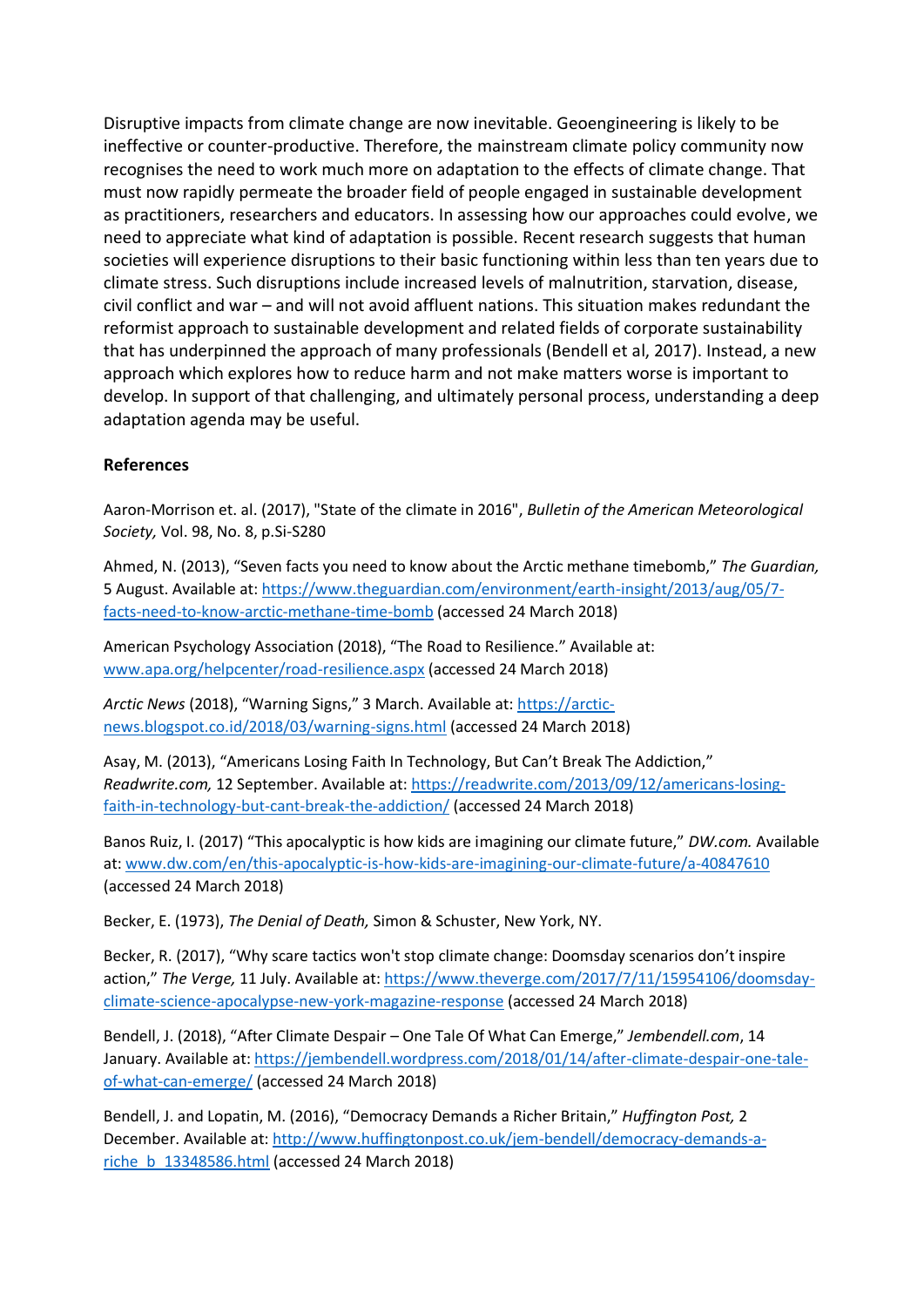Disruptive impacts from climate change are now inevitable. Geoengineering is likely to be ineffective or counter-productive. Therefore, the mainstream climate policy community now recognises the need to work much more on adaptation to the effects of climate change. That must now rapidly permeate the broader field of people engaged in sustainable development as practitioners, researchers and educators. In assessing how our approaches could evolve, we need to appreciate what kind of adaptation is possible. Recent research suggests that human societies will experience disruptions to their basic functioning within less than ten years due to climate stress. Such disruptions include increased levels of malnutrition, starvation, disease, civil conflict and war – and will not avoid affluent nations. This situation makes redundant the reformist approach to sustainable development and related fields of corporate sustainability that has underpinned the approach of many professionals (Bendell et al, 2017). Instead, a new approach which explores how to reduce harm and not make matters worse is important to develop. In support of that challenging, and ultimately personal process, understanding a deep adaptation agenda may be useful.

**References**

Aaron-Morrison et. al. (2017), "State of the climate in 2016", *Bulletin of the American Meteorological Society,* Vol. 98, No. 8, p.Si-S280

Ahmed, N. (2013), "Seven facts you need to know about the Arctic methane timebomb," *The Guardian,* 5 August. Available at: https://www.theguardian.com/environment/earth-insight/2013/aug/05/7-facts-need-to-know-arctic-methane-time-bomb (accessed 24 March 2018)

American Psychology Association (2018), "The Road to Resilience." Available at: www.apa.org/helpcenter/road-resilience.aspx (accessed 24 March 2018)

*Arctic News* (2018), "Warning Signs," 3 March. Available at: https://arctic-news.blogspot.co.id/2018/03/warning-signs.html (accessed 24 March 2018)

Asay, M. (2013), "Americans Losing Faith In Technology, But Can't Break The Addiction," *Readwrite.com,* 12 September. Available at: https://readwrite.com/2013/09/12/americans-losing-faith-in-technology-but-cant-break-the-addiction/ (accessed 24 March 2018)

Banos Ruiz, I. (2017) "This apocalyptic is how kids are imagining our climate future," *DW.com.* Available at: www.dw.com/en/this-apocalyptic-is-how-kids-are-imagining-our-climate-future/a-40847610 (accessed 24 March 2018)

Becker, E. (1973), *The Denial of Death,* Simon & Schuster, New York, NY.

Becker, R. (2017), "Why scare tactics won't stop climate change: Doomsday scenarios don't inspire action," *The Verge,* 11 July. Available at: https://www.theverge.com/2017/7/11/15954106/doomsday-climate-science-apocalypse-new-york-magazine-response (accessed 24 March 2018)

Bendell, J. (2018), "After Climate Despair – One Tale Of What Can Emerge," *Jembendell.com*, 14 January. Available at: https://jembendell.wordpress.com/2018/01/14/after-climate-despair-one-tale-of-what-can-emerge/ (accessed 24 March 2018)

Bendell, J. and Lopatin, M. (2016), "Democracy Demands a Richer Britain," *Huffington Post,* 2 December. Available at: http://www.huffingtonpost.co.uk/jem-bendell/democracy-demands-a-riche_b_13348586.html (accessed 24 March 2018)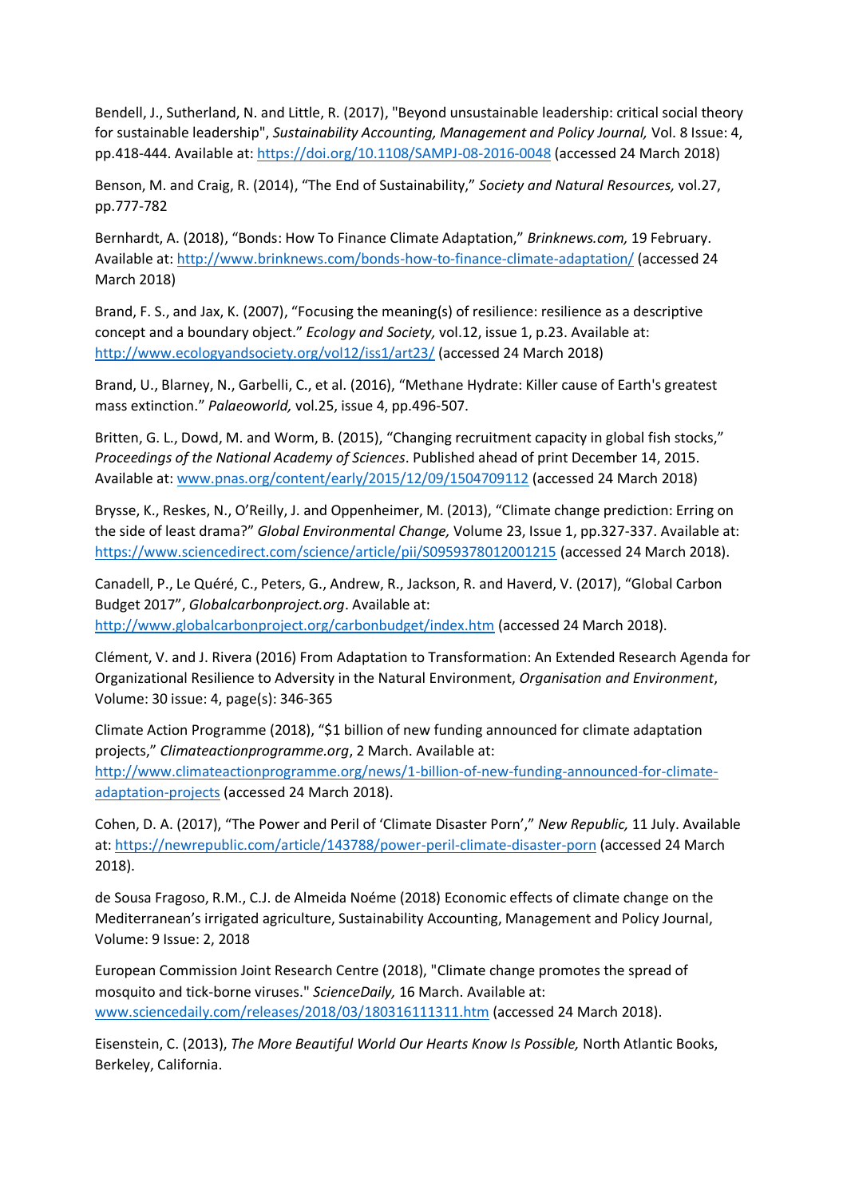Bendell, J., Sutherland, N. and Little, R. (2017), "Beyond unsustainable leadership: critical social theory for sustainable leadership", *Sustainability Accounting, Management and Policy Journal,* Vol. 8 Issue: 4, pp.418-444. Available at: https://doi.org/10.1108/SAMPJ-08-2016-0048 (accessed 24 March 2018)

Benson, M. and Craig, R. (2014), "The End of Sustainability," *Society and Natural Resources,* vol.27, pp.777-782

Bernhardt, A. (2018), "Bonds: How To Finance Climate Adaptation," *Brinknews.com,* 19 February. Available at: http://www.brinknews.com/bonds-how-to-finance-climate-adaptation/ (accessed 24 March 2018)

Brand, F. S., and Jax, K. (2007), "Focusing the meaning(s) of resilience: resilience as a descriptive concept and a boundary object." *Ecology and Society,* vol.12, issue 1, p.23. Available at: http://www.ecologyandsociety.org/vol12/iss1/art23/ (accessed 24 March 2018)

Brand, U., Blarney, N., Garbelli, C., et al. (2016), "Methane Hydrate: Killer cause of Earth's greatest mass extinction." *Palaeoworld,* vol.25, issue 4, pp.496-507.

Britten, G. L., Dowd, M. and Worm, B. (2015), "Changing recruitment capacity in global fish stocks," *Proceedings of the National Academy of Sciences*. Published ahead of print December 14, 2015. Available at: www.pnas.org/content/early/2015/12/09/1504709112 (accessed 24 March 2018)

Brysse, K., Reskes, N., O'Reilly, J. and Oppenheimer, M. (2013), "Climate change prediction: Erring on the side of least drama?" *Global Environmental Change,* Volume 23, Issue 1, pp.327-337. Available at: https://www.sciencedirect.com/science/article/pii/S0959378012001215 (accessed 24 March 2018).

Canadell, P., Le Quéré, C., Peters, G., Andrew, R., Jackson, R. and Haverd, V. (2017), "Global Carbon Budget 2017", *Globalcarbonproject.org*. Available at: http://www.globalcarbonproject.org/carbonbudget/index.htm (accessed 24 March 2018).

Clément, V. and J. Rivera (2016) From Adaptation to Transformation: An Extended Research Agenda for Organizational Resilience to Adversity in the Natural Environment, *Organisation and Environment*, Volume: 30 issue: 4, page(s): 346-365

Climate Action Programme (2018), "$1 billion of new funding announced for climate adaptation projects," *Climateactionprogramme.org*, 2 March. Available at: http://www.climateactionprogramme.org/news/1-billion-of-new-funding-announced-for-climate-adaptation-projects (accessed 24 March 2018).

Cohen, D. A. (2017), "The Power and Peril of 'Climate Disaster Porn'," *New Republic,* 11 July. Available at: https://newrepublic.com/article/143788/power-peril-climate-disaster-porn (accessed 24 March 2018).

de Sousa Fragoso, R.M., C.J. de Almeida Noéme (2018) Economic effects of climate change on the Mediterranean's irrigated agriculture, Sustainability Accounting, Management and Policy Journal, Volume: 9 Issue: 2, 2018

European Commission Joint Research Centre (2018), "Climate change promotes the spread of mosquito and tick-borne viruses." *ScienceDaily,* 16 March. Available at: www.sciencedaily.com/releases/2018/03/180316111311.htm (accessed 24 March 2018).

Eisenstein, C. (2013), *The More Beautiful World Our Hearts Know Is Possible,* North Atlantic Books, Berkeley, California.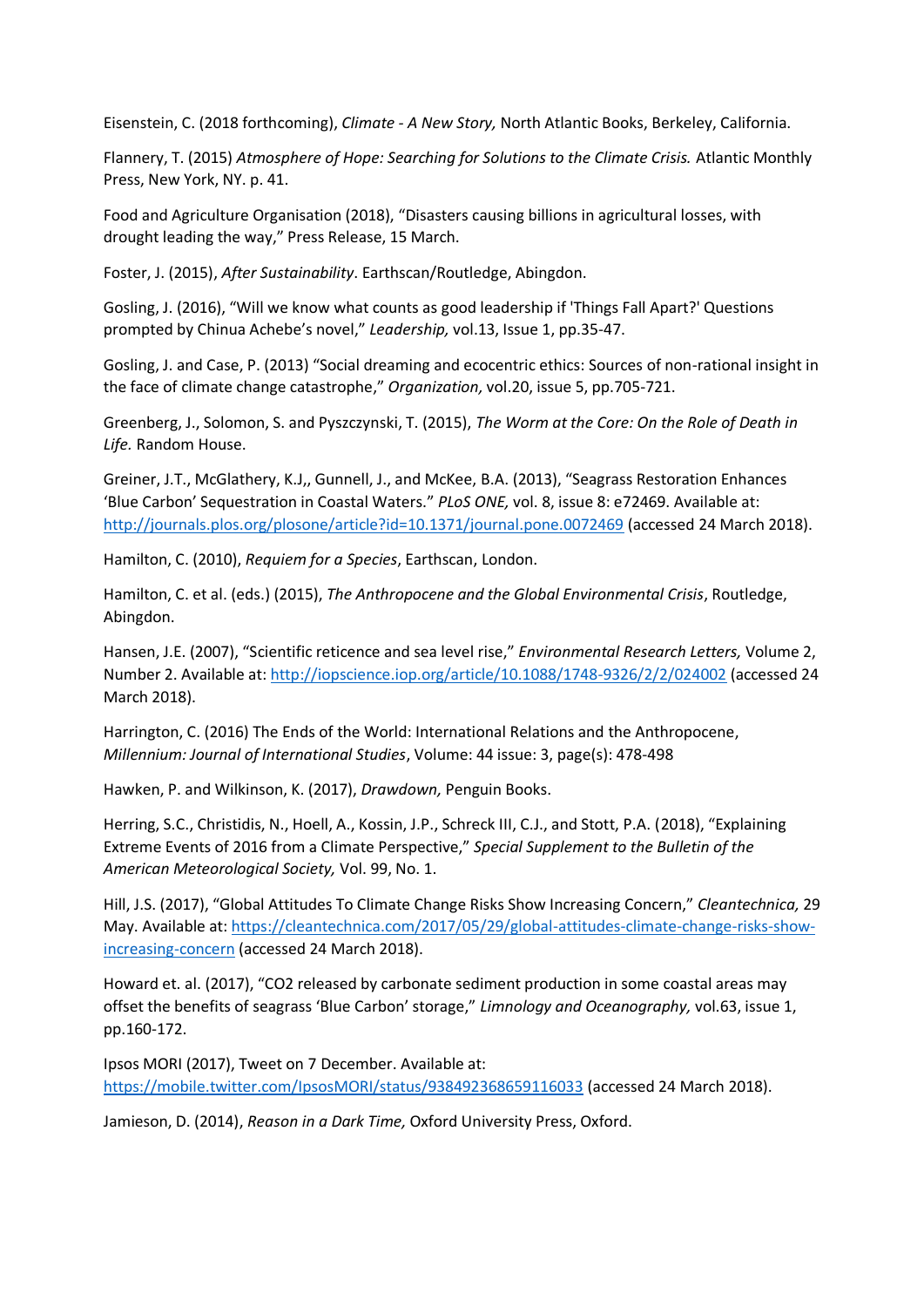Eisenstein, C. (2018 forthcoming), *Climate - A New Story,* North Atlantic Books, Berkeley, California.

Flannery, T. (2015) *Atmosphere of Hope: Searching for Solutions to the Climate Crisis.* Atlantic Monthly Press, New York, NY. p. 41.

Food and Agriculture Organisation (2018), "Disasters causing billions in agricultural losses, with drought leading the way," Press Release, 15 March.

Foster, J. (2015), *After Sustainability*. Earthscan/Routledge, Abingdon.

Gosling, J. (2016), "Will we know what counts as good leadership if 'Things Fall Apart?' Questions prompted by Chinua Achebe's novel," *Leadership,* vol.13, Issue 1, pp.35-47.

Gosling, J. and Case, P. (2013) "Social dreaming and ecocentric ethics: Sources of non-rational insight in the face of climate change catastrophe," *Organization,* vol.20, issue 5, pp.705-721.

Greenberg, J., Solomon, S. and Pyszczynski, T. (2015), *The Worm at the Core: On the Role of Death in Life.* Random House.

Greiner, J.T., McGlathery, K.J,, Gunnell, J., and McKee, B.A. (2013), "Seagrass Restoration Enhances 'Blue Carbon' Sequestration in Coastal Waters." *PLoS ONE,* vol. 8, issue 8: e72469. Available at: http://journals.plos.org/plosone/article?id=10.1371/journal.pone.0072469 (accessed 24 March 2018).

Hamilton, C. (2010), *Requiem for a Species*, Earthscan, London.

Hamilton, C. et al. (eds.) (2015), *The Anthropocene and the Global Environmental Crisis*, Routledge, Abingdon.

Hansen, J.E. (2007), "Scientific reticence and sea level rise," *Environmental Research Letters,* Volume 2, Number 2. Available at: http://iopscience.iop.org/article/10.1088/1748-9326/2/2/024002 (accessed 24 March 2018).

Harrington, C. (2016) The Ends of the World: International Relations and the Anthropocene, *Millennium: Journal of International Studies*, Volume: 44 issue: 3, page(s): 478-498

Hawken, P. and Wilkinson, K. (2017), *Drawdown,* Penguin Books.

Herring, S.C., Christidis, N., Hoell, A., Kossin, J.P., Schreck III, C.J., and Stott, P.A. (2018), "Explaining Extreme Events of 2016 from a Climate Perspective," *Special Supplement to the Bulletin of the American Meteorological Society,* Vol. 99, No. 1.

Hill, J.S. (2017), "Global Attitudes To Climate Change Risks Show Increasing Concern," *Cleantechnica,* 29 May. Available at: https://cleantechnica.com/2017/05/29/global-attitudes-climate-change-risks-show-increasing-concern (accessed 24 March 2018).

Howard et. al. (2017), "CO2 released by carbonate sediment production in some coastal areas may offset the benefits of seagrass 'Blue Carbon' storage," *Limnology and Oceanography,* vol.63, issue 1, pp.160-172.

Ipsos MORI (2017), Tweet on 7 December. Available at: https://mobile.twitter.com/IpsosMORI/status/938492368659116033 (accessed 24 March 2018).

Jamieson, D. (2014), *Reason in a Dark Time,* Oxford University Press, Oxford.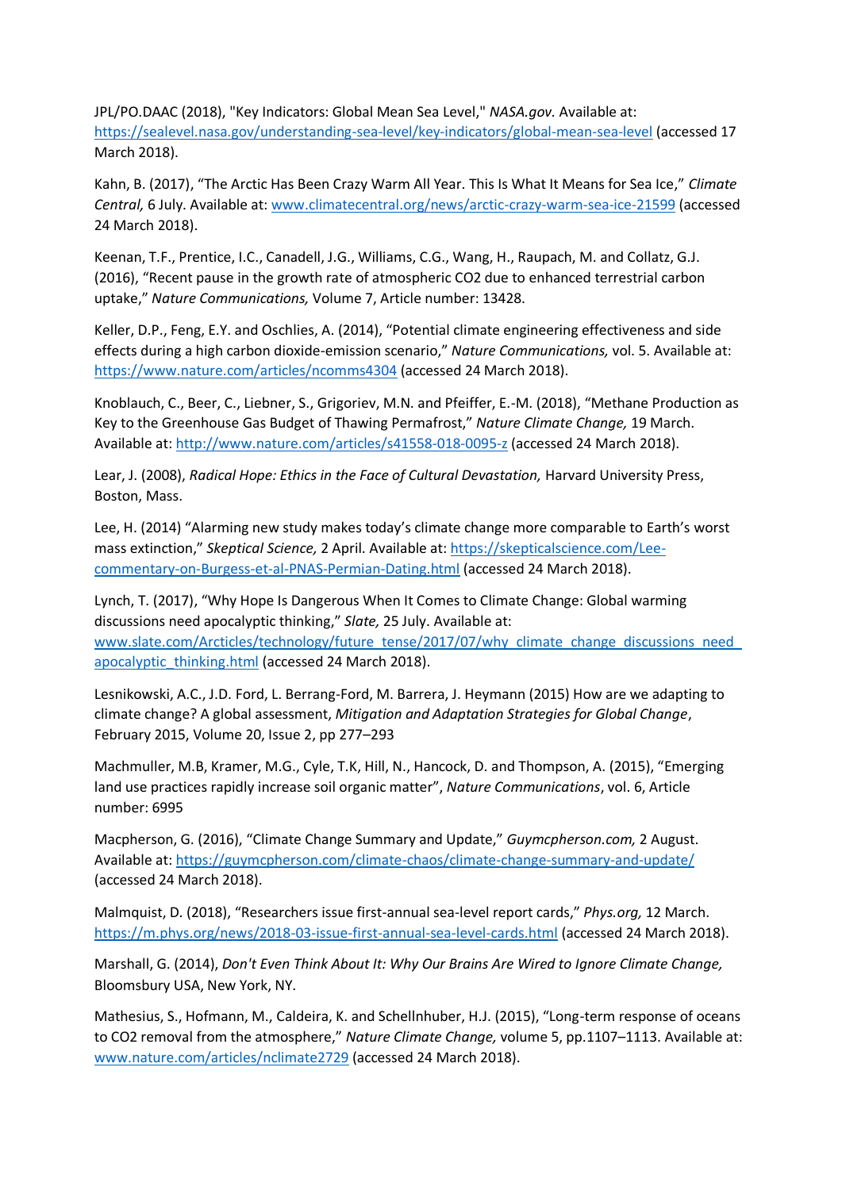JPL/PO.DAAC (2018), "Key Indicators: Global Mean Sea Level," *NASA.gov.* Available at: https://sealevel.nasa.gov/understanding-sea-level/key-indicators/global-mean-sea-level (accessed 17 March 2018).

Kahn, B. (2017), "The Arctic Has Been Crazy Warm All Year. This Is What It Means for Sea Ice," *Climate Central,* 6 July. Available at: www.climatecentral.org/news/arctic-crazy-warm-sea-ice-21599 (accessed 24 March 2018).

Keenan, T.F., Prentice, I.C., Canadell, J.G., Williams, C.G., Wang, H., Raupach, M. and Collatz, G.J. (2016), "Recent pause in the growth rate of atmospheric CO2 due to enhanced terrestrial carbon uptake," *Nature Communications,* Volume 7, Article number: 13428.

Keller, D.P., Feng, E.Y. and Oschlies, A. (2014), "Potential climate engineering effectiveness and side effects during a high carbon dioxide-emission scenario," *Nature Communications,* vol. 5. Available at: https://www.nature.com/articles/ncomms4304 (accessed 24 March 2018).

Knoblauch, C., Beer, C., Liebner, S., Grigoriev, M.N. and Pfeiffer, E.-M. (2018), "Methane Production as Key to the Greenhouse Gas Budget of Thawing Permafrost," *Nature Climate Change,* 19 March. Available at: http://www.nature.com/articles/s41558-018-0095-z (accessed 24 March 2018).

Lear, J. (2008), *Radical Hope: Ethics in the Face of Cultural Devastation,* Harvard University Press, Boston, Mass.

Lee, H. (2014) "Alarming new study makes today's climate change more comparable to Earth's worst mass extinction," *Skeptical Science,* 2 April. Available at: https://skepticalscience.com/Lee-commentary-on-Burgess-et-al-PNAS-Permian-Dating.html (accessed 24 March 2018).

Lynch, T. (2017), "Why Hope Is Dangerous When It Comes to Climate Change: Global warming discussions need apocalyptic thinking," *Slate,* 25 July. Available at: www.slate.com/Arcticles/technology/future_tense/2017/07/why_climate_change_discussions_need_apocalyptic_thinking.html (accessed 24 March 2018).

Lesnikowski, A.C., J.D. Ford, L. Berrang-Ford, M. Barrera, J. Heymann (2015) How are we adapting to climate change? A global assessment, *Mitigation and Adaptation Strategies for Global Change*, February 2015, Volume 20, Issue 2, pp 277–293

Machmuller, M.B, Kramer, M.G., Cyle, T.K, Hill, N., Hancock, D. and Thompson, A. (2015), "Emerging land use practices rapidly increase soil organic matter", *Nature Communications*, vol. 6, Article number: 6995

Macpherson, G. (2016), "Climate Change Summary and Update," *Guymcpherson.com,* 2 August. Available at: https://guymcpherson.com/climate-chaos/climate-change-summary-and-update/ (accessed 24 March 2018).

Malmquist, D. (2018), "Researchers issue first-annual sea-level report cards," *Phys.org,* 12 March. https://m.phys.org/news/2018-03-issue-first-annual-sea-level-cards.html (accessed 24 March 2018).

Marshall, G. (2014), *Don't Even Think About It: Why Our Brains Are Wired to Ignore Climate Change,* Bloomsbury USA, New York, NY.

Mathesius, S., Hofmann, M., Caldeira, K. and Schellnhuber, H.J. (2015), "Long-term response of oceans to CO2 removal from the atmosphere," *Nature Climate Change,* volume 5, pp.1107–1113. Available at: www.nature.com/articles/nclimate2729 (accessed 24 March 2018).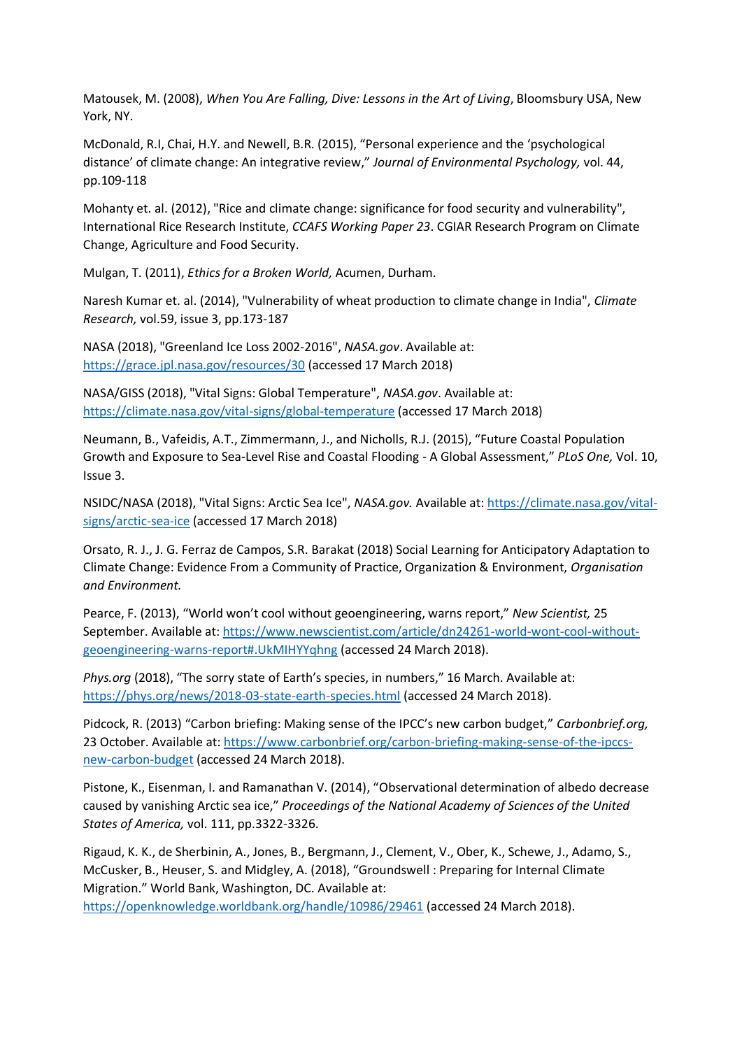Matousek, M. (2008), *When You Are Falling, Dive: Lessons in the Art of Living*, Bloomsbury USA, New York, NY.

McDonald, R.I, Chai, H.Y. and Newell, B.R. (2015), "Personal experience and the 'psychological distance' of climate change: An integrative review," *Journal of Environmental Psychology,* vol. 44, pp.109-118

Mohanty et. al. (2012), "Rice and climate change: significance for food security and vulnerability", International Rice Research Institute, *CCAFS Working Paper 23*. CGIAR Research Program on Climate Change, Agriculture and Food Security.

Mulgan, T. (2011), *Ethics for a Broken World,* Acumen, Durham.

Naresh Kumar et. al. (2014), "Vulnerability of wheat production to climate change in India", *Climate Research,* vol.59, issue 3, pp.173-187

NASA (2018), "Greenland Ice Loss 2002-2016", *NASA.gov*. Available at: https://grace.jpl.nasa.gov/resources/30 (accessed 17 March 2018)

NASA/GISS (2018), "Vital Signs: Global Temperature", *NASA.gov*. Available at: https://climate.nasa.gov/vital-signs/global-temperature (accessed 17 March 2018)

Neumann, B., Vafeidis, A.T., Zimmermann, J., and Nicholls, R.J. (2015), "Future Coastal Population Growth and Exposure to Sea-Level Rise and Coastal Flooding - A Global Assessment," *PLoS One,* Vol. 10, Issue 3.

NSIDC/NASA (2018), "Vital Signs: Arctic Sea Ice", *NASA.gov.* Available at: https://climate.nasa.gov/vital-signs/arctic-sea-ice (accessed 17 March 2018)

Orsato, R. J., J. G. Ferraz de Campos, S.R. Barakat (2018) Social Learning for Anticipatory Adaptation to Climate Change: Evidence From a Community of Practice, Organization & Environment, *Organisation and Environment.*

Pearce, F. (2013), "World won't cool without geoengineering, warns report," *New Scientist,* 25 September. Available at: https://www.newscientist.com/article/dn24261-world-wont-cool-without-geoengineering-warns-report#.UkMIHYYqhng (accessed 24 March 2018).

*Phys.org* (2018), "The sorry state of Earth's species, in numbers," 16 March. Available at: https://phys.org/news/2018-03-state-earth-species.html (accessed 24 March 2018).

Pidcock, R. (2013) "Carbon briefing: Making sense of the IPCC's new carbon budget," *Carbonbrief.org,* 23 October. Available at: https://www.carbonbrief.org/carbon-briefing-making-sense-of-the-ipccs-new-carbon-budget (accessed 24 March 2018).

Pistone, K., Eisenman, I. and Ramanathan V. (2014), "Observational determination of albedo decrease caused by vanishing Arctic sea ice," *Proceedings of the National Academy of Sciences of the United States of America,* vol. 111, pp.3322-3326.

Rigaud, K. K., de Sherbinin, A., Jones, B., Bergmann, J., Clement, V., Ober, K., Schewe, J., Adamo, S., McCusker, B., Heuser, S. and Midgley, A. (2018), "Groundswell : Preparing for Internal Climate Migration." World Bank, Washington, DC. Available at: https://openknowledge.worldbank.org/handle/10986/29461 (accessed 24 March 2018).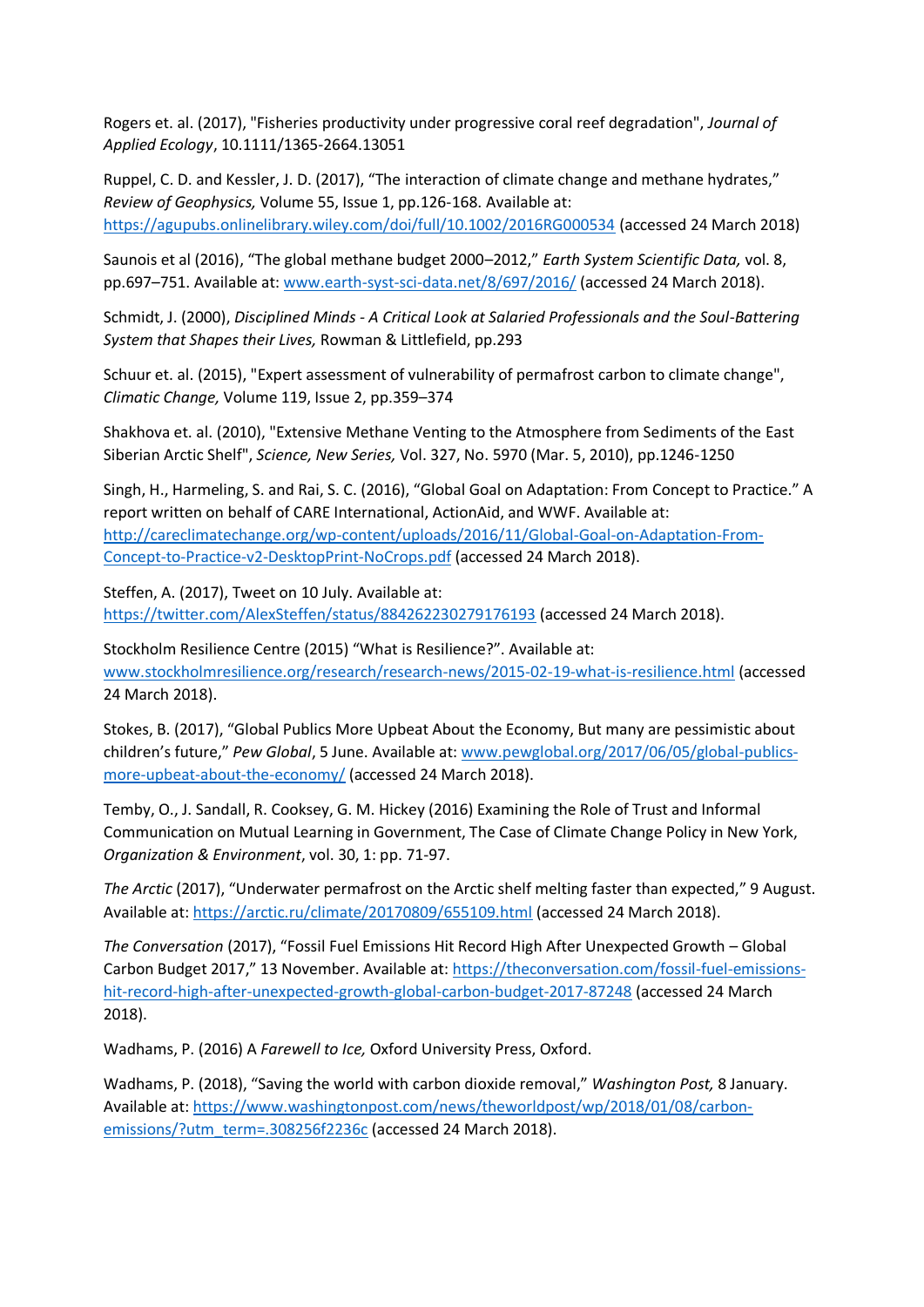Rogers et. al. (2017), "Fisheries productivity under progressive coral reef degradation", *Journal of Applied Ecology*, 10.1111/1365-2664.13051

Ruppel, C. D. and Kessler, J. D. (2017), "The interaction of climate change and methane hydrates," *Review of Geophysics,* Volume 55, Issue 1, pp.126-168. Available at: https://agupubs.onlinelibrary.wiley.com/doi/full/10.1002/2016RG000534 (accessed 24 March 2018)

Saunois et al (2016), "The global methane budget 2000–2012," *Earth System Scientific Data,* vol. 8, pp.697–751. Available at: www.earth-syst-sci-data.net/8/697/2016/ (accessed 24 March 2018).

Schmidt, J. (2000), *Disciplined Minds - A Critical Look at Salaried Professionals and the Soul-Battering System that Shapes their Lives,* Rowman & Littlefield, pp.293

Schuur et. al. (2015), "Expert assessment of vulnerability of permafrost carbon to climate change", *Climatic Change,* Volume 119, Issue 2, pp.359–374

Shakhova et. al. (2010), "Extensive Methane Venting to the Atmosphere from Sediments of the East Siberian Arctic Shelf", *Science, New Series,* Vol. 327, No. 5970 (Mar. 5, 2010), pp.1246-1250

Singh, H., Harmeling, S. and Rai, S. C. (2016), "Global Goal on Adaptation: From Concept to Practice." A report written on behalf of CARE International, ActionAid, and WWF. Available at: http://careclimatechange.org/wp-content/uploads/2016/11/Global-Goal-on-Adaptation-From-Concept-to-Practice-v2-DesktopPrint-NoCrops.pdf (accessed 24 March 2018).

Steffen, A. (2017), Tweet on 10 July. Available at: https://twitter.com/AlexSteffen/status/884262230279176193 (accessed 24 March 2018).

Stockholm Resilience Centre (2015) "What is Resilience?". Available at: www.stockholmresilience.org/research/research-news/2015-02-19-what-is-resilience.html (accessed 24 March 2018).

Stokes, B. (2017), "Global Publics More Upbeat About the Economy, But many are pessimistic about children's future," *Pew Global*, 5 June. Available at: www.pewglobal.org/2017/06/05/global-publics-more-upbeat-about-the-economy/ (accessed 24 March 2018).

Temby, O., J. Sandall, R. Cooksey, G. M. Hickey (2016) Examining the Role of Trust and Informal Communication on Mutual Learning in Government, The Case of Climate Change Policy in New York, *Organization & Environment*, vol. 30, 1: pp. 71-97.

*The Arctic* (2017), "Underwater permafrost on the Arctic shelf melting faster than expected," 9 August. Available at: https://arctic.ru/climate/20170809/655109.html (accessed 24 March 2018).

*The Conversation* (2017), "Fossil Fuel Emissions Hit Record High After Unexpected Growth – Global Carbon Budget 2017," 13 November. Available at: https://theconversation.com/fossil-fuel-emissions-hit-record-high-after-unexpected-growth-global-carbon-budget-2017-87248 (accessed 24 March 2018).

Wadhams, P. (2016) A *Farewell to Ice,* Oxford University Press, Oxford.

Wadhams, P. (2018), "Saving the world with carbon dioxide removal," *Washington Post,* 8 January. Available at: https://www.washingtonpost.com/news/theworldpost/wp/2018/01/08/carbon-emissions/?utm_term=.308256f2236c (accessed 24 March 2018).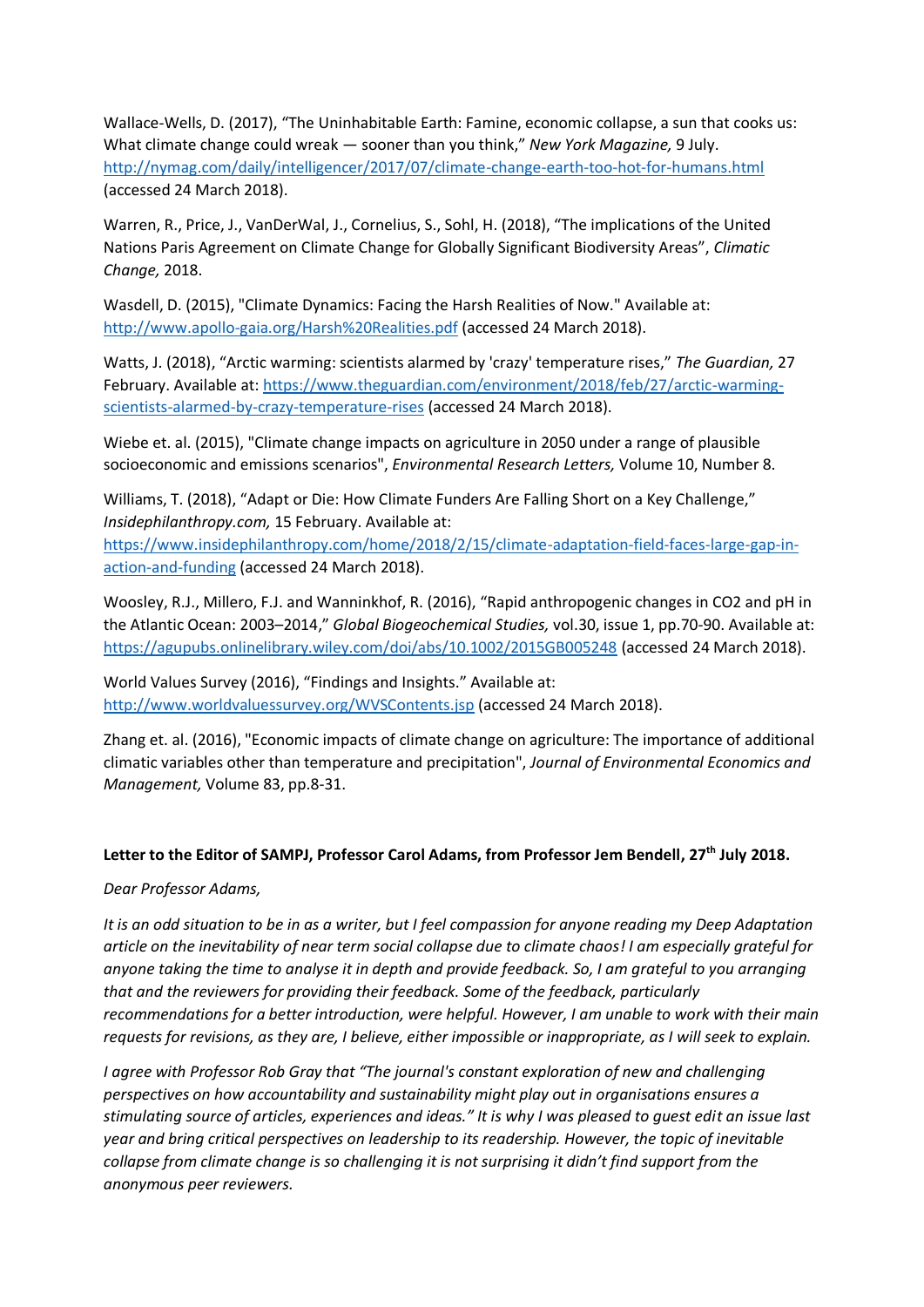Wallace-Wells, D. (2017), "The Uninhabitable Earth: Famine, economic collapse, a sun that cooks us: What climate change could wreak — sooner than you think," *New York Magazine,* 9 July. http://nymag.com/daily/intelligencer/2017/07/climate-change-earth-too-hot-for-humans.html (accessed 24 March 2018).

Warren, R., Price, J., VanDerWal, J., Cornelius, S., Sohl, H. (2018), "The implications of the United Nations Paris Agreement on Climate Change for Globally Significant Biodiversity Areas", *Climatic Change,* 2018.

Wasdell, D. (2015), "Climate Dynamics: Facing the Harsh Realities of Now." Available at: http://www.apollo-gaia.org/Harsh%20Realities.pdf (accessed 24 March 2018).

Watts, J. (2018), "Arctic warming: scientists alarmed by 'crazy' temperature rises," *The Guardian,* 27 February. Available at: https://www.theguardian.com/environment/2018/feb/27/arctic-warming-scientists-alarmed-by-crazy-temperature-rises (accessed 24 March 2018).

Wiebe et. al. (2015), "Climate change impacts on agriculture in 2050 under a range of plausible socioeconomic and emissions scenarios", *Environmental Research Letters,* Volume 10, Number 8.

Williams, T. (2018), "Adapt or Die: How Climate Funders Are Falling Short on a Key Challenge," *Insidephilanthropy.com,* 15 February. Available at: https://www.insidephilanthropy.com/home/2018/2/15/climate-adaptation-field-faces-large-gap-in-action-and-funding (accessed 24 March 2018).

Woosley, R.J., Millero, F.J. and Wanninkhof, R. (2016), "Rapid anthropogenic changes in CO2 and pH in the Atlantic Ocean: 2003–2014," *Global Biogeochemical Studies,* vol.30, issue 1, pp.70-90. Available at: https://agupubs.onlinelibrary.wiley.com/doi/abs/10.1002/2015GB005248 (accessed 24 March 2018).

World Values Survey (2016), "Findings and Insights." Available at: http://www.worldvaluessurvey.org/WVSContents.jsp (accessed 24 March 2018).

Zhang et. al. (2016), "Economic impacts of climate change on agriculture: The importance of additional climatic variables other than temperature and precipitation", *Journal of Environmental Economics and Management,* Volume 83, pp.8-31.

**Letter to the Editor of SAMPJ, Professor Carol Adams, from Professor Jem Bendell, 27th July 2018.**

*Dear Professor Adams,*

*It is an odd situation to be in as a writer, but I feel compassion for anyone reading my Deep Adaptation article on the inevitability of near term social collapse due to climate chaos! I am especially grateful for anyone taking the time to analyse it in depth and provide feedback. So, I am grateful to you arranging that and the reviewers for providing their feedback. Some of the feedback, particularly recommendations for a better introduction, were helpful. However, I am unable to work with their main requests for revisions, as they are, I believe, either impossible or inappropriate, as I will seek to explain.*

*I agree with Professor Rob Gray that "The journal's constant exploration of new and challenging perspectives on how accountability and sustainability might play out in organisations ensures a stimulating source of articles, experiences and ideas." It is why I was pleased to guest edit an issue last year and bring critical perspectives on leadership to its readership. However, the topic of inevitable collapse from climate change is so challenging it is not surprising it didn't find support from the anonymous peer reviewers.*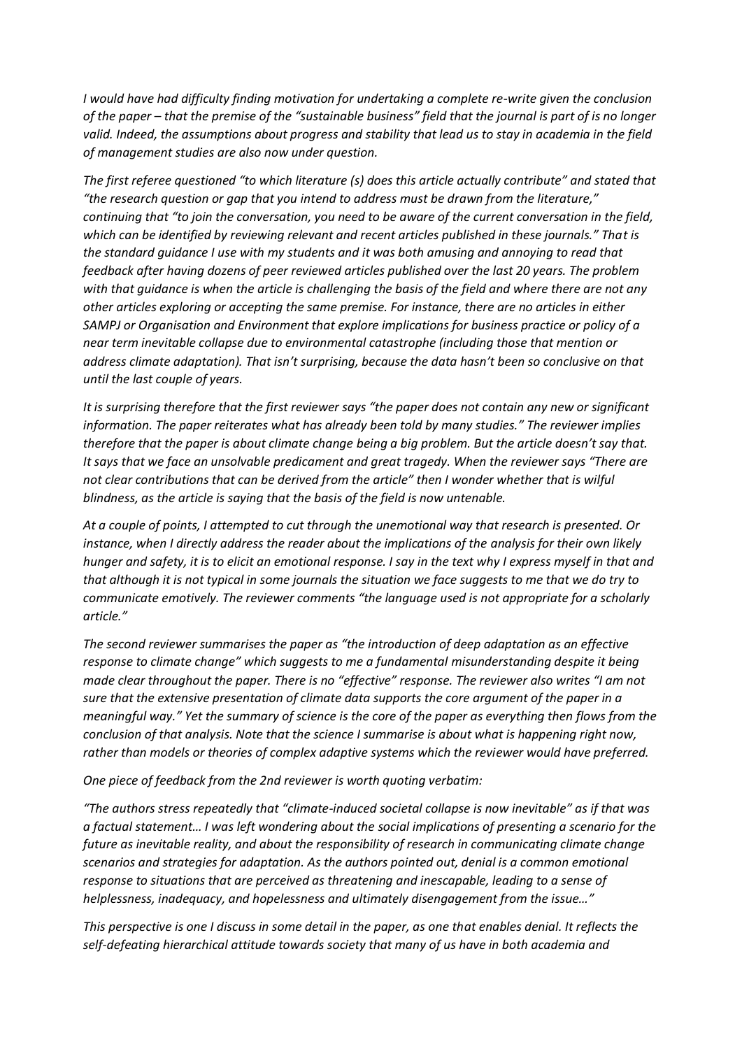*I would have had difficulty finding motivation for undertaking a complete re-write given the conclusion of the paper – that the premise of the "sustainable business" field that the journal is part of is no longer valid. Indeed, the assumptions about progress and stability that lead us to stay in academia in the field of management studies are also now under question.*

*The first referee questioned "to which literature (s) does this article actually contribute" and stated that "the research question or gap that you intend to address must be drawn from the literature," continuing that "to join the conversation, you need to be aware of the current conversation in the field, which can be identified by reviewing relevant and recent articles published in these journals." That is the standard guidance I use with my students and it was both amusing and annoying to read that feedback after having dozens of peer reviewed articles published over the last 20 years. The problem with that guidance is when the article is challenging the basis of the field and where there are not any other articles exploring or accepting the same premise. For instance, there are no articles in either SAMPJ or Organisation and Environment that explore implications for business practice or policy of a near term inevitable collapse due to environmental catastrophe (including those that mention or address climate adaptation). That isn't surprising, because the data hasn't been so conclusive on that until the last couple of years.*

*It is surprising therefore that the first reviewer says "the paper does not contain any new or significant information. The paper reiterates what has already been told by many studies." The reviewer implies therefore that the paper is about climate change being a big problem. But the article doesn't say that. It says that we face an unsolvable predicament and great tragedy. When the reviewer says "There are not clear contributions that can be derived from the article" then I wonder whether that is wilful blindness, as the article is saying that the basis of the field is now untenable.*

*At a couple of points, I attempted to cut through the unemotional way that research is presented. Or instance, when I directly address the reader about the implications of the analysis for their own likely hunger and safety, it is to elicit an emotional response. I say in the text why I express myself in that and that although it is not typical in some journals the situation we face suggests to me that we do try to communicate emotively. The reviewer comments "the language used is not appropriate for a scholarly article."*

*The second reviewer summarises the paper as "the introduction of deep adaptation as an effective response to climate change" which suggests to me a fundamental misunderstanding despite it being made clear throughout the paper. There is no "effective" response. The reviewer also writes "I am not sure that the extensive presentation of climate data supports the core argument of the paper in a meaningful way." Yet the summary of science is the core of the paper as everything then flows from the conclusion of that analysis. Note that the science I summarise is about what is happening right now, rather than models or theories of complex adaptive systems which the reviewer would have preferred.*

*One piece of feedback from the 2nd reviewer is worth quoting verbatim:*

*"The authors stress repeatedly that "climate-induced societal collapse is now inevitable" as if that was a factual statement… I was left wondering about the social implications of presenting a scenario for the future as inevitable reality, and about the responsibility of research in communicating climate change scenarios and strategies for adaptation. As the authors pointed out, denial is a common emotional response to situations that are perceived as threatening and inescapable, leading to a sense of helplessness, inadequacy, and hopelessness and ultimately disengagement from the issue…"*

*This perspective is one I discuss in some detail in the paper, as one that enables denial. It reflects the self-defeating hierarchical attitude towards society that many of us have in both academia and*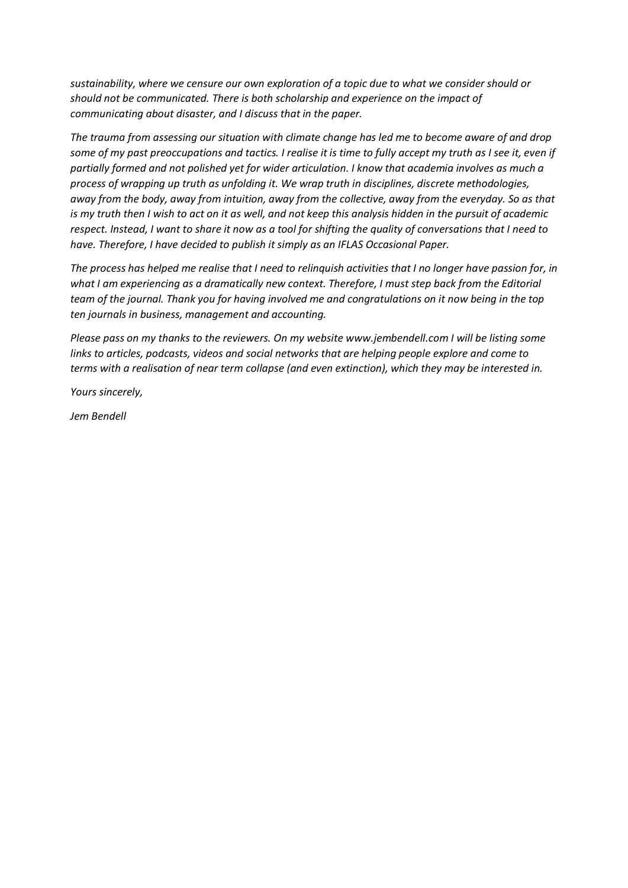*sustainability, where we censure our own exploration of a topic due to what we consider should or should not be communicated. There is both scholarship and experience on the impact of communicating about disaster, and I discuss that in the paper.*

*The trauma from assessing our situation with climate change has led me to become aware of and drop some of my past preoccupations and tactics. I realise it is time to fully accept my truth as I see it, even if partially formed and not polished yet for wider articulation. I know that academia involves as much a process of wrapping up truth as unfolding it. We wrap truth in disciplines, discrete methodologies, away from the body, away from intuition, away from the collective, away from the everyday. So as that is my truth then I wish to act on it as well, and not keep this analysis hidden in the pursuit of academic respect. Instead, I want to share it now as a tool for shifting the quality of conversations that I need to have. Therefore, I have decided to publish it simply as an IFLAS Occasional Paper.*

*The process has helped me realise that I need to relinquish activities that I no longer have passion for, in what I am experiencing as a dramatically new context. Therefore, I must step back from the Editorial team of the journal. Thank you for having involved me and congratulations on it now being in the top ten journals in business, management and accounting.*

*Please pass on my thanks to the reviewers. On my website www.jembendell.com I will be listing some links to articles, podcasts, videos and social networks that are helping people explore and come to terms with a realisation of near term collapse (and even extinction), which they may be interested in.*

*Yours sincerely,*

*Jem Bendell*